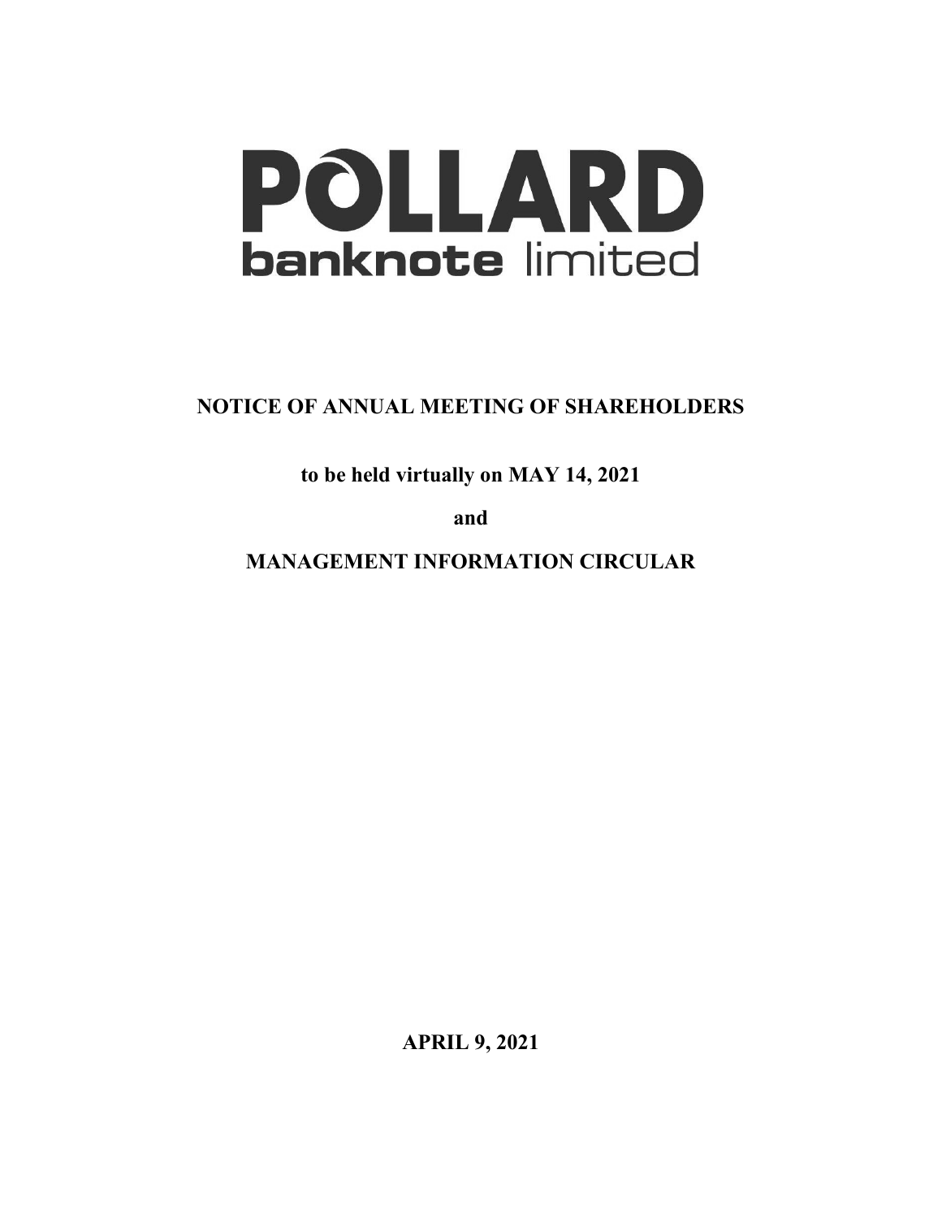# POLLARD banknote limited

**NOTICE OF ANNUAL MEETING OF SHAREHOLDERS**

**to be held virtually on MAY 14, 2021**

**and**

**MANAGEMENT INFORMATION CIRCULAR**

**APRIL 9, 2021**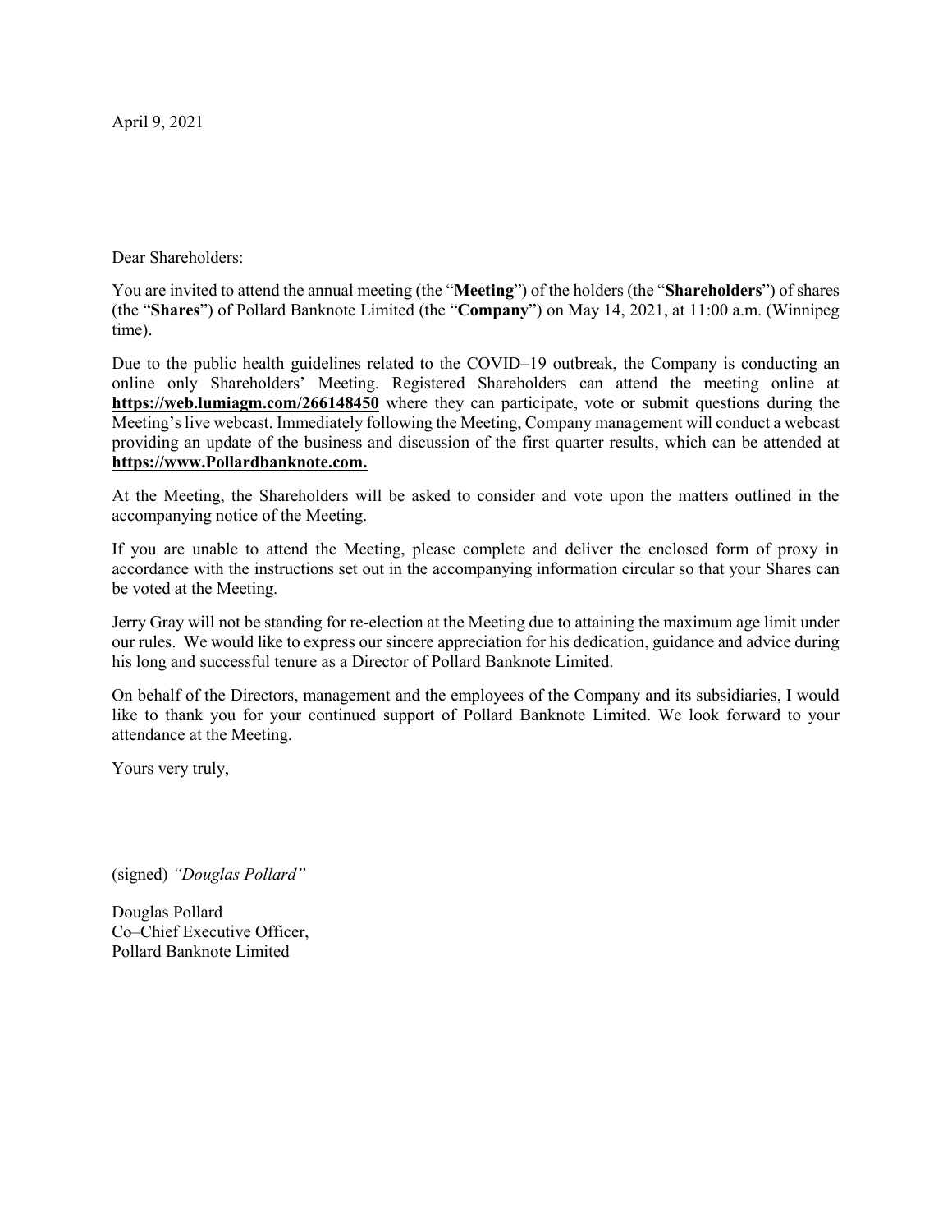April 9, 2021

Dear Shareholders:

You are invited to attend the annual meeting (the "**Meeting**") of the holders (the "**Shareholders**") of shares (the "**Shares**") of Pollard Banknote Limited (the "**Company**") on May 14, 2021, at 11:00 a.m. (Winnipeg time).

Due to the public health guidelines related to the COVID–19 outbreak, the Company is conducting an online only Shareholders' Meeting. Registered Shareholders can attend the meeting online at **https://web.lumiagm.com/266148450** where they can participate, vote or submit questions during the Meeting's live webcast. Immediately following the Meeting, Company management will conduct a webcast providing an update of the business and discussion of the first quarter results, which can be attended at **https://www.Pollardbanknote.com.**

At the Meeting, the Shareholders will be asked to consider and vote upon the matters outlined in the accompanying notice of the Meeting.

If you are unable to attend the Meeting, please complete and deliver the enclosed form of proxy in accordance with the instructions set out in the accompanying information circular so that your Shares can be voted at the Meeting.

Jerry Gray will not be standing for re-election at the Meeting due to attaining the maximum age limit under our rules. We would like to express our sincere appreciation for his dedication, guidance and advice during his long and successful tenure as a Director of Pollard Banknote Limited.

On behalf of the Directors, management and the employees of the Company and its subsidiaries, I would like to thank you for your continued support of Pollard Banknote Limited. We look forward to your attendance at the Meeting.

Yours very truly,

(signed) *"Douglas Pollard"*

Douglas Pollard
Co–Chief Executive Officer,
Pollard Banknote Limited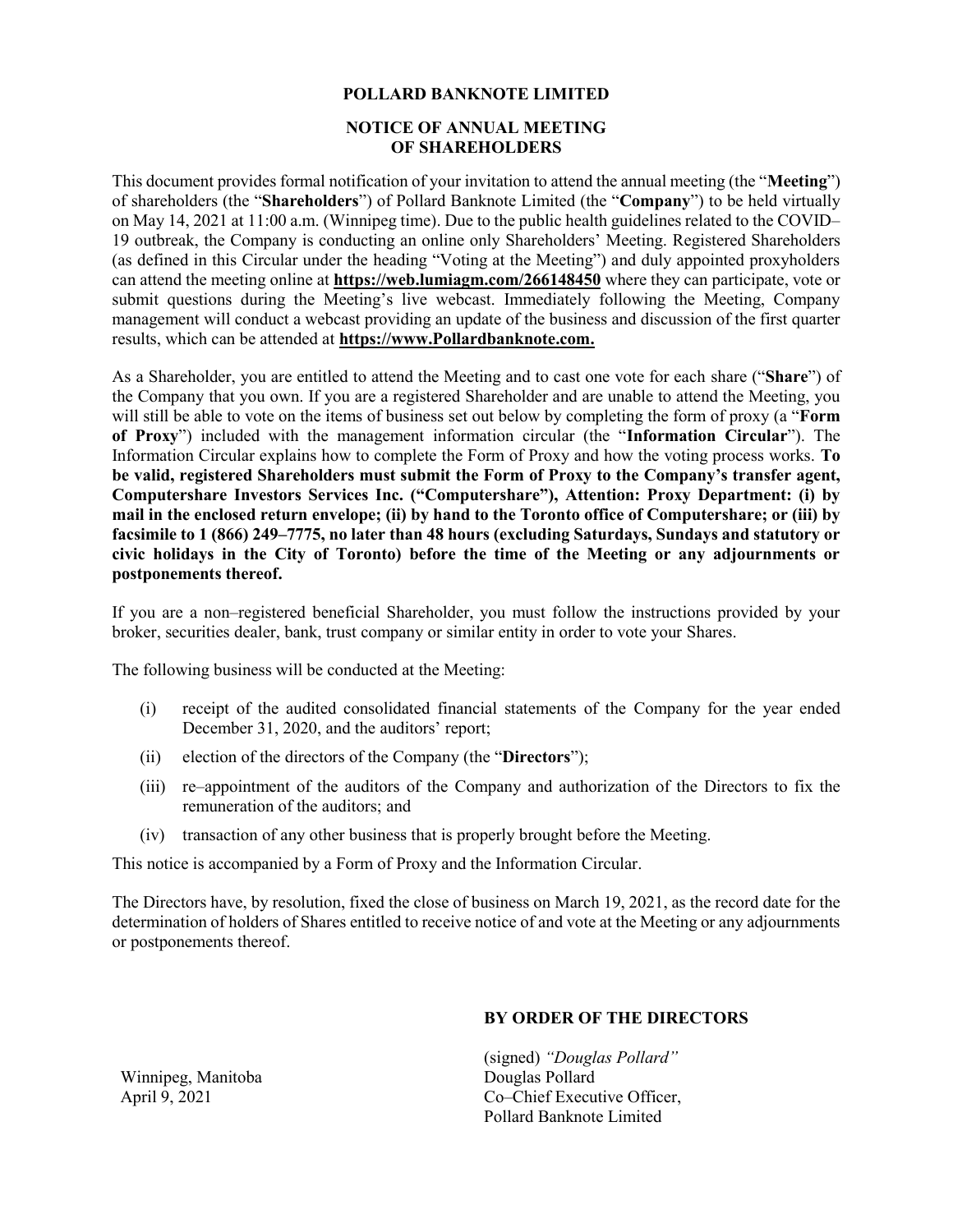# POLLARD BANKNOTE LIMITED

## NOTICE OF ANNUAL MEETING OF SHAREHOLDERS

This document provides formal notification of your invitation to attend the annual meeting (the "**Meeting**") of shareholders (the "**Shareholders**") of Pollard Banknote Limited (the "**Company**") to be held virtually on May 14, 2021 at 11:00 a.m. (Winnipeg time). Due to the public health guidelines related to the COVID–19 outbreak, the Company is conducting an online only Shareholders' Meeting. Registered Shareholders (as defined in this Circular under the heading "Voting at the Meeting") and duly appointed proxyholders can attend the meeting online at **https://web.lumiagm.com/266148450** where they can participate, vote or submit questions during the Meeting's live webcast. Immediately following the Meeting, Company management will conduct a webcast providing an update of the business and discussion of the first quarter results, which can be attended at **https://www.Pollardbanknote.com.**

As a Shareholder, you are entitled to attend the Meeting and to cast one vote for each share ("**Share**") of the Company that you own. If you are a registered Shareholder and are unable to attend the Meeting, you will still be able to vote on the items of business set out below by completing the form of proxy (a "**Form of Proxy**") included with the management information circular (the "**Information Circular**"). The Information Circular explains how to complete the Form of Proxy and how the voting process works. **To be valid, registered Shareholders must submit the Form of Proxy to the Company's transfer agent, Computershare Investors Services Inc. ("Computershare"), Attention: Proxy Department: (i) by mail in the enclosed return envelope; (ii) by hand to the Toronto office of Computershare; or (iii) by facsimile to 1 (866) 249–7775, no later than 48 hours (excluding Saturdays, Sundays and statutory or civic holidays in the City of Toronto) before the time of the Meeting or any adjournments or postponements thereof.**

If you are a non–registered beneficial Shareholder, you must follow the instructions provided by your broker, securities dealer, bank, trust company or similar entity in order to vote your Shares.

The following business will be conducted at the Meeting:

(i) receipt of the audited consolidated financial statements of the Company for the year ended December 31, 2020, and the auditors' report;

(ii) election of the directors of the Company (the "**Directors**");

(iii) re–appointment of the auditors of the Company and authorization of the Directors to fix the remuneration of the auditors; and

(iv) transaction of any other business that is properly brought before the Meeting.

This notice is accompanied by a Form of Proxy and the Information Circular.

The Directors have, by resolution, fixed the close of business on March 19, 2021, as the record date for the determination of holders of Shares entitled to receive notice of and vote at the Meeting or any adjournments or postponements thereof.

**BY ORDER OF THE DIRECTORS**

(signed) *"Douglas Pollard"*
Douglas Pollard
Co–Chief Executive Officer,
Pollard Banknote Limited

Winnipeg, Manitoba
April 9, 2021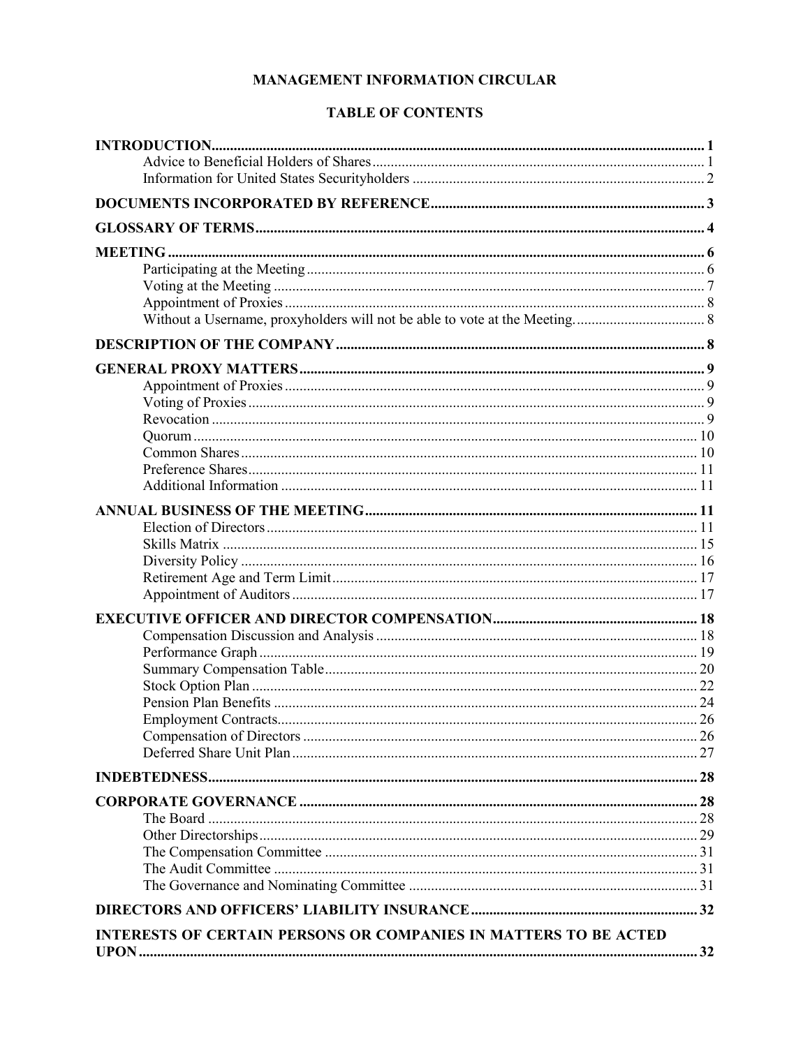# MANAGEMENT INFORMATION CIRCULAR

## TABLE OF CONTENTS

| | |
|---|---|
| **INTRODUCTION** | **1** |
| Advice to Beneficial Holders of Shares | 1 |
| Information for United States Securityholders | 2 |
| **DOCUMENTS INCORPORATED BY REFERENCE** | **3** |
| **GLOSSARY OF TERMS** | **4** |
| **MEETING** | **6** |
| Participating at the Meeting | 6 |
| Voting at the Meeting | 7 |
| Appointment of Proxies | 8 |
| Without a Username, proxyholders will not be able to vote at the Meeting. | 8 |
| **DESCRIPTION OF THE COMPANY** | **8** |
| **GENERAL PROXY MATTERS** | **9** |
| Appointment of Proxies | 9 |
| Voting of Proxies | 9 |
| Revocation | 9 |
| Quorum | 10 |
| Common Shares | 10 |
| Preference Shares | 11 |
| Additional Information | 11 |
| **ANNUAL BUSINESS OF THE MEETING** | **11** |
| Election of Directors | 11 |
| Skills Matrix | 15 |
| Diversity Policy | 16 |
| Retirement Age and Term Limit | 17 |
| Appointment of Auditors | 17 |
| **EXECUTIVE OFFICER AND DIRECTOR COMPENSATION** | **18** |
| Compensation Discussion and Analysis | 18 |
| Performance Graph | 19 |
| Summary Compensation Table | 20 |
| Stock Option Plan | 22 |
| Pension Plan Benefits | 24 |
| Employment Contracts | 26 |
| Compensation of Directors | 26 |
| Deferred Share Unit Plan | 27 |
| **INDEBTEDNESS** | **28** |
| **CORPORATE GOVERNANCE** | **28** |
| The Board | 28 |
| Other Directorships | 29 |
| The Compensation Committee | 31 |
| The Audit Committee | 31 |
| The Governance and Nominating Committee | 31 |
| **DIRECTORS AND OFFICERS' LIABILITY INSURANCE** | **32** |
| **INTERESTS OF CERTAIN PERSONS OR COMPANIES IN MATTERS TO BE ACTED UPON** | **32** |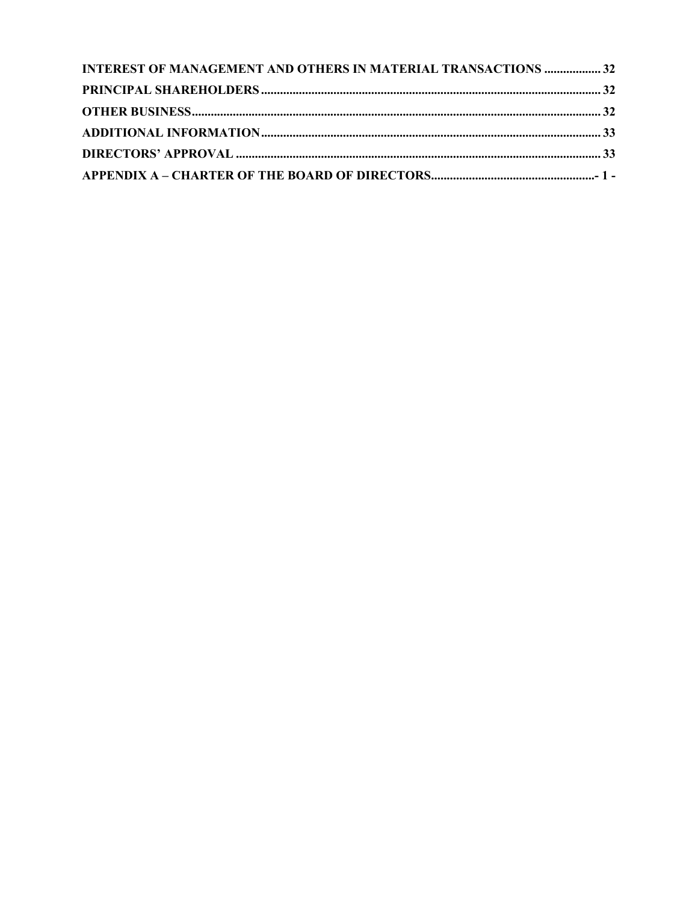**INTEREST OF MANAGEMENT AND OTHERS IN MATERIAL TRANSACTIONS** .................. 32

**PRINCIPAL SHAREHOLDERS** ........................................................................................................... 32

**OTHER BUSINESS** .................................................................................................................................. 32

**ADDITIONAL INFORMATION** ............................................................................................................ 33

**DIRECTORS' APPROVAL** ..................................................................................................................... 33

**APPENDIX A – CHARTER OF THE BOARD OF DIRECTORS** ................................................... - 1 -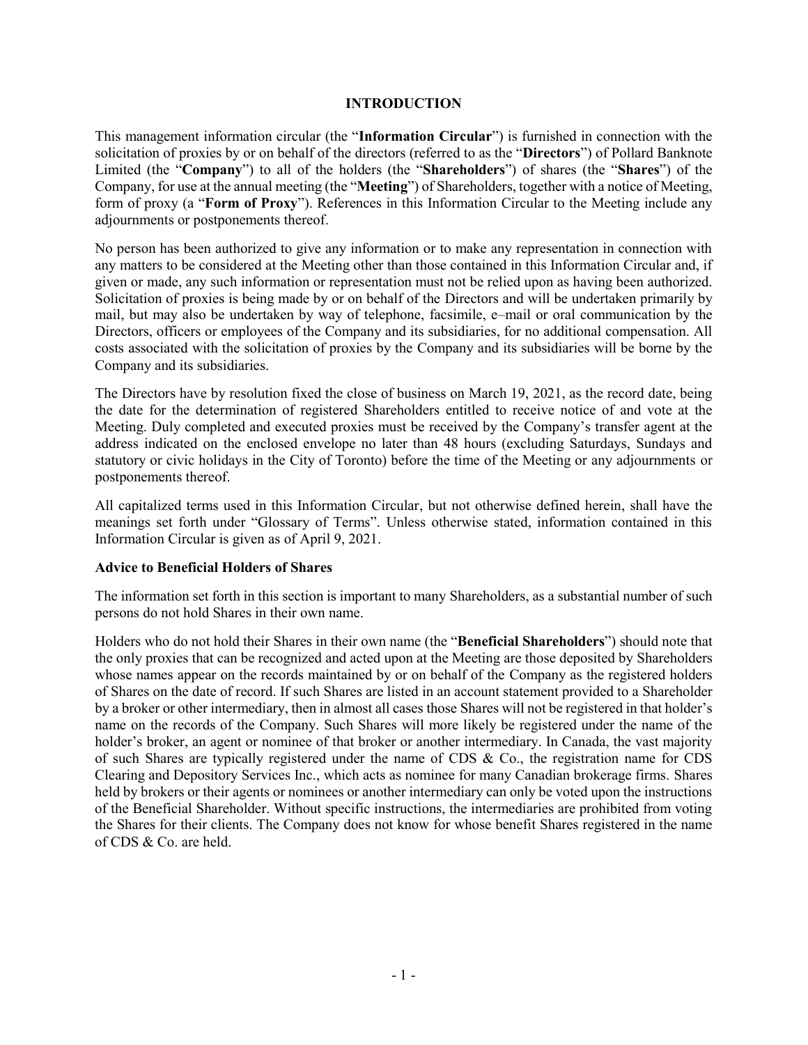# INTRODUCTION

This management information circular (the "**Information Circular**") is furnished in connection with the solicitation of proxies by or on behalf of the directors (referred to as the "**Directors**") of Pollard Banknote Limited (the "**Company**") to all of the holders (the "**Shareholders**") of shares (the "**Shares**") of the Company, for use at the annual meeting (the "**Meeting**") of Shareholders, together with a notice of Meeting, form of proxy (a "**Form of Proxy**"). References in this Information Circular to the Meeting include any adjournments or postponements thereof.

No person has been authorized to give any information or to make any representation in connection with any matters to be considered at the Meeting other than those contained in this Information Circular and, if given or made, any such information or representation must not be relied upon as having been authorized. Solicitation of proxies is being made by or on behalf of the Directors and will be undertaken primarily by mail, but may also be undertaken by way of telephone, facsimile, e–mail or oral communication by the Directors, officers or employees of the Company and its subsidiaries, for no additional compensation. All costs associated with the solicitation of proxies by the Company and its subsidiaries will be borne by the Company and its subsidiaries.

The Directors have by resolution fixed the close of business on March 19, 2021, as the record date, being the date for the determination of registered Shareholders entitled to receive notice of and vote at the Meeting. Duly completed and executed proxies must be received by the Company's transfer agent at the address indicated on the enclosed envelope no later than 48 hours (excluding Saturdays, Sundays and statutory or civic holidays in the City of Toronto) before the time of the Meeting or any adjournments or postponements thereof.

All capitalized terms used in this Information Circular, but not otherwise defined herein, shall have the meanings set forth under "Glossary of Terms". Unless otherwise stated, information contained in this Information Circular is given as of April 9, 2021.

### Advice to Beneficial Holders of Shares

The information set forth in this section is important to many Shareholders, as a substantial number of such persons do not hold Shares in their own name.

Holders who do not hold their Shares in their own name (the "**Beneficial Shareholders**") should note that the only proxies that can be recognized and acted upon at the Meeting are those deposited by Shareholders whose names appear on the records maintained by or on behalf of the Company as the registered holders of Shares on the date of record. If such Shares are listed in an account statement provided to a Shareholder by a broker or other intermediary, then in almost all cases those Shares will not be registered in that holder's name on the records of the Company. Such Shares will more likely be registered under the name of the holder's broker, an agent or nominee of that broker or another intermediary. In Canada, the vast majority of such Shares are typically registered under the name of CDS & Co., the registration name for CDS Clearing and Depository Services Inc., which acts as nominee for many Canadian brokerage firms. Shares held by brokers or their agents or nominees or another intermediary can only be voted upon the instructions of the Beneficial Shareholder. Without specific instructions, the intermediaries are prohibited from voting the Shares for their clients. The Company does not know for whose benefit Shares registered in the name of CDS & Co. are held.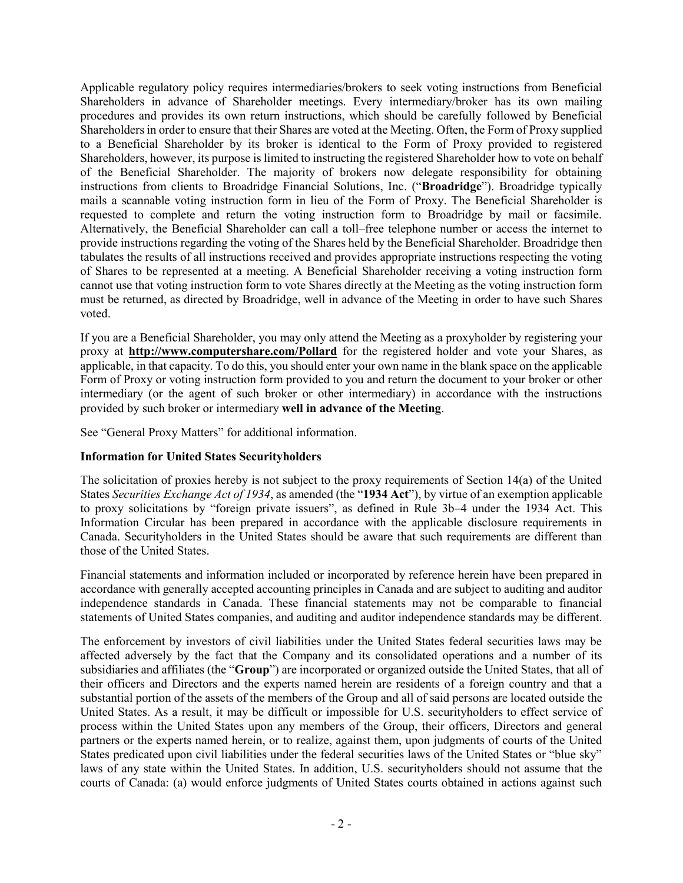Applicable regulatory policy requires intermediaries/brokers to seek voting instructions from Beneficial Shareholders in advance of Shareholder meetings. Every intermediary/broker has its own mailing procedures and provides its own return instructions, which should be carefully followed by Beneficial Shareholders in order to ensure that their Shares are voted at the Meeting. Often, the Form of Proxy supplied to a Beneficial Shareholder by its broker is identical to the Form of Proxy provided to registered Shareholders, however, its purpose is limited to instructing the registered Shareholder how to vote on behalf of the Beneficial Shareholder. The majority of brokers now delegate responsibility for obtaining instructions from clients to Broadridge Financial Solutions, Inc. ("**Broadridge**"). Broadridge typically mails a scannable voting instruction form in lieu of the Form of Proxy. The Beneficial Shareholder is requested to complete and return the voting instruction form to Broadridge by mail or facsimile. Alternatively, the Beneficial Shareholder can call a toll–free telephone number or access the internet to provide instructions regarding the voting of the Shares held by the Beneficial Shareholder. Broadridge then tabulates the results of all instructions received and provides appropriate instructions respecting the voting of Shares to be represented at a meeting. A Beneficial Shareholder receiving a voting instruction form cannot use that voting instruction form to vote Shares directly at the Meeting as the voting instruction form must be returned, as directed by Broadridge, well in advance of the Meeting in order to have such Shares voted.

If you are a Beneficial Shareholder, you may only attend the Meeting as a proxyholder by registering your proxy at **http://www.computershare.com/Pollard** for the registered holder and vote your Shares, as applicable, in that capacity. To do this, you should enter your own name in the blank space on the applicable Form of Proxy or voting instruction form provided to you and return the document to your broker or other intermediary (or the agent of such broker or other intermediary) in accordance with the instructions provided by such broker or intermediary **well in advance of the Meeting**.

See "General Proxy Matters" for additional information.

**Information for United States Securityholders**

The solicitation of proxies hereby is not subject to the proxy requirements of Section 14(a) of the United States *Securities Exchange Act of 1934*, as amended (the "**1934 Act**"), by virtue of an exemption applicable to proxy solicitations by "foreign private issuers", as defined in Rule 3b–4 under the 1934 Act. This Information Circular has been prepared in accordance with the applicable disclosure requirements in Canada. Securityholders in the United States should be aware that such requirements are different than those of the United States.

Financial statements and information included or incorporated by reference herein have been prepared in accordance with generally accepted accounting principles in Canada and are subject to auditing and auditor independence standards in Canada. These financial statements may not be comparable to financial statements of United States companies, and auditing and auditor independence standards may be different.

The enforcement by investors of civil liabilities under the United States federal securities laws may be affected adversely by the fact that the Company and its consolidated operations and a number of its subsidiaries and affiliates (the "**Group**") are incorporated or organized outside the United States, that all of their officers and Directors and the experts named herein are residents of a foreign country and that a substantial portion of the assets of the members of the Group and all of said persons are located outside the United States. As a result, it may be difficult or impossible for U.S. securityholders to effect service of process within the United States upon any members of the Group, their officers, Directors and general partners or the experts named herein, or to realize, against them, upon judgments of courts of the United States predicated upon civil liabilities under the federal securities laws of the United States or "blue sky" laws of any state within the United States. In addition, U.S. securityholders should not assume that the courts of Canada: (a) would enforce judgments of United States courts obtained in actions against such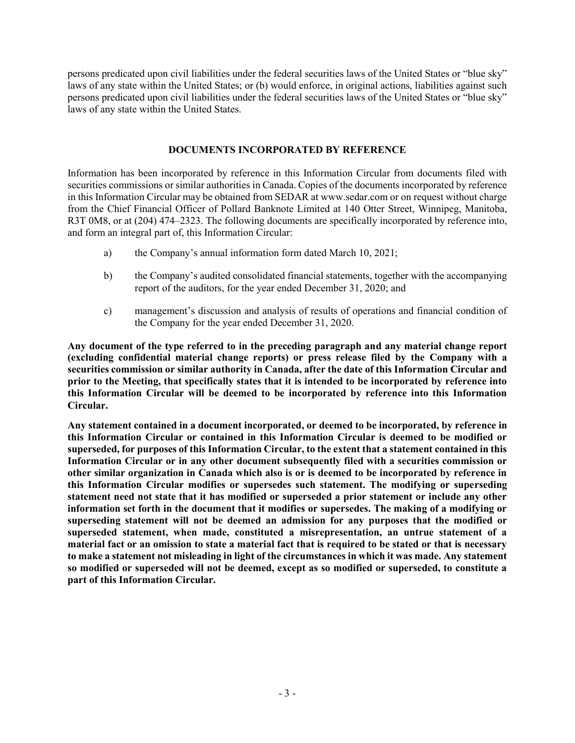persons predicated upon civil liabilities under the federal securities laws of the United States or "blue sky" laws of any state within the United States; or (b) would enforce, in original actions, liabilities against such persons predicated upon civil liabilities under the federal securities laws of the United States or "blue sky" laws of any state within the United States.

## DOCUMENTS INCORPORATED BY REFERENCE

Information has been incorporated by reference in this Information Circular from documents filed with securities commissions or similar authorities in Canada. Copies of the documents incorporated by reference in this Information Circular may be obtained from SEDAR at www.sedar.com or on request without charge from the Chief Financial Officer of Pollard Banknote Limited at 140 Otter Street, Winnipeg, Manitoba, R3T 0M8, or at (204) 474–2323. The following documents are specifically incorporated by reference into, and form an integral part of, this Information Circular:

a) the Company's annual information form dated March 10, 2021;

b) the Company's audited consolidated financial statements, together with the accompanying report of the auditors, for the year ended December 31, 2020; and

c) management's discussion and analysis of results of operations and financial condition of the Company for the year ended December 31, 2020.

**Any document of the type referred to in the preceding paragraph and any material change report (excluding confidential material change reports) or press release filed by the Company with a securities commission or similar authority in Canada, after the date of this Information Circular and prior to the Meeting, that specifically states that it is intended to be incorporated by reference into this Information Circular will be deemed to be incorporated by reference into this Information Circular.**

**Any statement contained in a document incorporated, or deemed to be incorporated, by reference in this Information Circular or contained in this Information Circular is deemed to be modified or superseded, for purposes of this Information Circular, to the extent that a statement contained in this Information Circular or in any other document subsequently filed with a securities commission or other similar organization in Canada which also is or is deemed to be incorporated by reference in this Information Circular modifies or supersedes such statement. The modifying or superseding statement need not state that it has modified or superseded a prior statement or include any other information set forth in the document that it modifies or supersedes. The making of a modifying or superseding statement will not be deemed an admission for any purposes that the modified or superseded statement, when made, constituted a misrepresentation, an untrue statement of a material fact or an omission to state a material fact that is required to be stated or that is necessary to make a statement not misleading in light of the circumstances in which it was made. Any statement so modified or superseded will not be deemed, except as so modified or superseded, to constitute a part of this Information Circular.**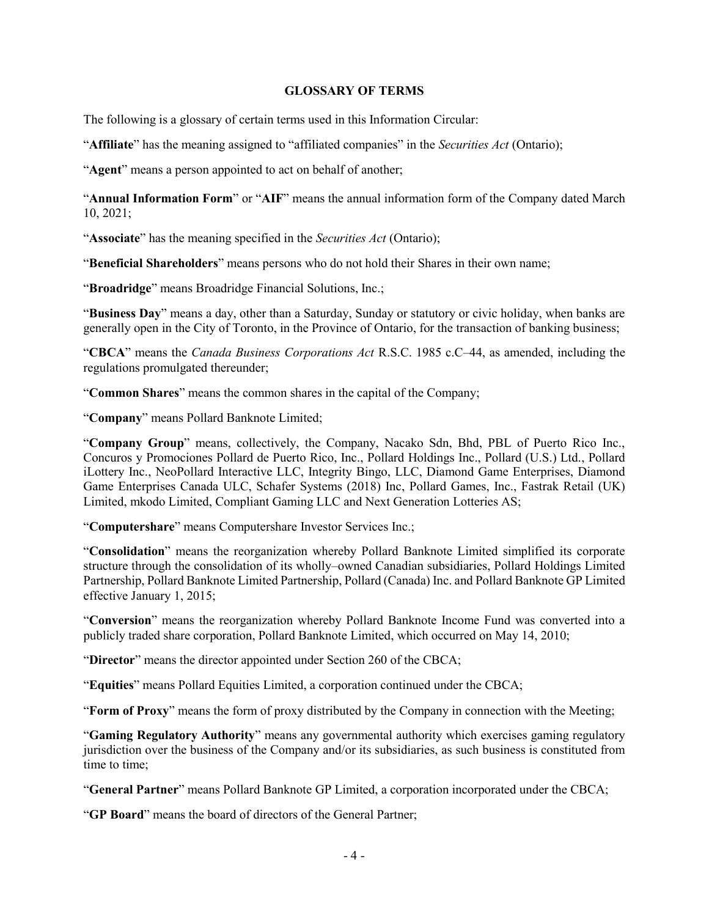## GLOSSARY OF TERMS

The following is a glossary of certain terms used in this Information Circular:

"**Affiliate**" has the meaning assigned to "affiliated companies" in the *Securities Act* (Ontario);

"**Agent**" means a person appointed to act on behalf of another;

"**Annual Information Form**" or "**AIF**" means the annual information form of the Company dated March 10, 2021;

"**Associate**" has the meaning specified in the *Securities Act* (Ontario);

"**Beneficial Shareholders**" means persons who do not hold their Shares in their own name;

"**Broadridge**" means Broadridge Financial Solutions, Inc.;

"**Business Day**" means a day, other than a Saturday, Sunday or statutory or civic holiday, when banks are generally open in the City of Toronto, in the Province of Ontario, for the transaction of banking business;

"**CBCA**" means the *Canada Business Corporations Act* R.S.C. 1985 c.C–44, as amended, including the regulations promulgated thereunder;

"**Common Shares**" means the common shares in the capital of the Company;

"**Company**" means Pollard Banknote Limited;

"**Company Group**" means, collectively, the Company, Nacako Sdn, Bhd, PBL of Puerto Rico Inc., Concuros y Promociones Pollard de Puerto Rico, Inc., Pollard Holdings Inc., Pollard (U.S.) Ltd., Pollard iLottery Inc., NeoPollard Interactive LLC, Integrity Bingo, LLC, Diamond Game Enterprises, Diamond Game Enterprises Canada ULC, Schafer Systems (2018) Inc, Pollard Games, Inc., Fastrak Retail (UK) Limited, mkodo Limited, Compliant Gaming LLC and Next Generation Lotteries AS;

"**Computershare**" means Computershare Investor Services Inc.;

"**Consolidation**" means the reorganization whereby Pollard Banknote Limited simplified its corporate structure through the consolidation of its wholly–owned Canadian subsidiaries, Pollard Holdings Limited Partnership, Pollard Banknote Limited Partnership, Pollard (Canada) Inc. and Pollard Banknote GP Limited effective January 1, 2015;

"**Conversion**" means the reorganization whereby Pollard Banknote Income Fund was converted into a publicly traded share corporation, Pollard Banknote Limited, which occurred on May 14, 2010;

"**Director**" means the director appointed under Section 260 of the CBCA;

"**Equities**" means Pollard Equities Limited, a corporation continued under the CBCA;

"**Form of Proxy**" means the form of proxy distributed by the Company in connection with the Meeting;

"**Gaming Regulatory Authority**" means any governmental authority which exercises gaming regulatory jurisdiction over the business of the Company and/or its subsidiaries, as such business is constituted from time to time;

"**General Partner**" means Pollard Banknote GP Limited, a corporation incorporated under the CBCA;

"**GP Board**" means the board of directors of the General Partner;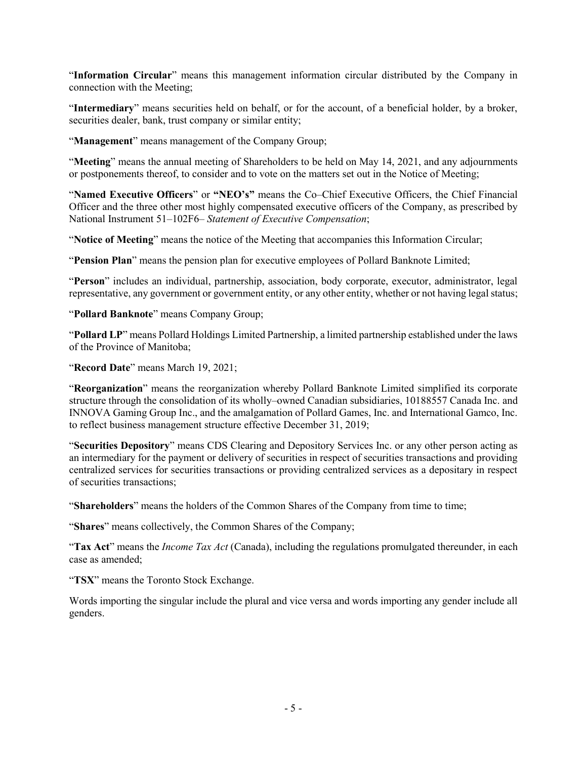"**Information Circular**" means this management information circular distributed by the Company in connection with the Meeting;

"**Intermediary**" means securities held on behalf, or for the account, of a beneficial holder, by a broker, securities dealer, bank, trust company or similar entity;

"**Management**" means management of the Company Group;

"**Meeting**" means the annual meeting of Shareholders to be held on May 14, 2021, and any adjournments or postponements thereof, to consider and to vote on the matters set out in the Notice of Meeting;

"**Named Executive Officers**" or **"NEO's"** means the Co–Chief Executive Officers, the Chief Financial Officer and the three other most highly compensated executive officers of the Company, as prescribed by National Instrument 51–102F6– *Statement of Executive Compensation*;

"**Notice of Meeting**" means the notice of the Meeting that accompanies this Information Circular;

"**Pension Plan**" means the pension plan for executive employees of Pollard Banknote Limited;

"**Person**" includes an individual, partnership, association, body corporate, executor, administrator, legal representative, any government or government entity, or any other entity, whether or not having legal status;

"**Pollard Banknote**" means Company Group;

"**Pollard LP**" means Pollard Holdings Limited Partnership, a limited partnership established under the laws of the Province of Manitoba;

"**Record Date**" means March 19, 2021;

"**Reorganization**" means the reorganization whereby Pollard Banknote Limited simplified its corporate structure through the consolidation of its wholly–owned Canadian subsidiaries, 10188557 Canada Inc. and INNOVA Gaming Group Inc., and the amalgamation of Pollard Games, Inc. and International Gamco, Inc. to reflect business management structure effective December 31, 2019;

"**Securities Depository**" means CDS Clearing and Depository Services Inc. or any other person acting as an intermediary for the payment or delivery of securities in respect of securities transactions and providing centralized services for securities transactions or providing centralized services as a depositary in respect of securities transactions;

"**Shareholders**" means the holders of the Common Shares of the Company from time to time;

"**Shares**" means collectively, the Common Shares of the Company;

"**Tax Act**" means the *Income Tax Act* (Canada), including the regulations promulgated thereunder, in each case as amended;

"**TSX**" means the Toronto Stock Exchange.

Words importing the singular include the plural and vice versa and words importing any gender include all genders.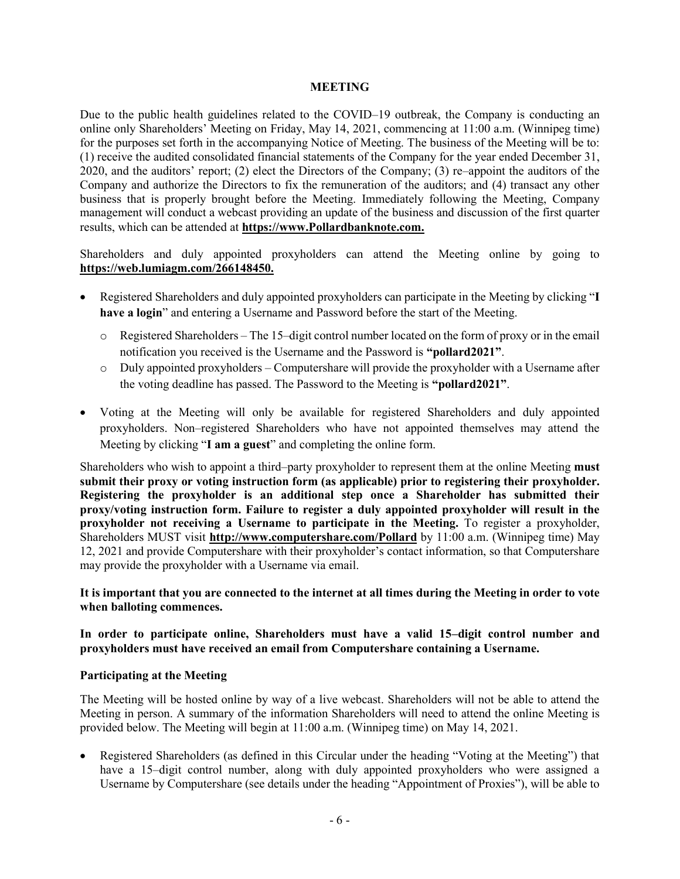## MEETING

Due to the public health guidelines related to the COVID–19 outbreak, the Company is conducting an online only Shareholders' Meeting on Friday, May 14, 2021, commencing at 11:00 a.m. (Winnipeg time) for the purposes set forth in the accompanying Notice of Meeting. The business of the Meeting will be to: (1) receive the audited consolidated financial statements of the Company for the year ended December 31, 2020, and the auditors' report; (2) elect the Directors of the Company; (3) re–appoint the auditors of the Company and authorize the Directors to fix the remuneration of the auditors; and (4) transact any other business that is properly brought before the Meeting. Immediately following the Meeting, Company management will conduct a webcast providing an update of the business and discussion of the first quarter results, which can be attended at **https://www.Pollardbanknote.com.**

Shareholders and duly appointed proxyholders can attend the Meeting online by going to **https://web.lumiagm.com/266148450.**

- Registered Shareholders and duly appointed proxyholders can participate in the Meeting by clicking "**I have a login**" and entering a Username and Password before the start of the Meeting.
  - Registered Shareholders – The 15–digit control number located on the form of proxy or in the email notification you received is the Username and the Password is **"pollard2021"**.
  - Duly appointed proxyholders – Computershare will provide the proxyholder with a Username after the voting deadline has passed. The Password to the Meeting is **"pollard2021"**.
- Voting at the Meeting will only be available for registered Shareholders and duly appointed proxyholders. Non–registered Shareholders who have not appointed themselves may attend the Meeting by clicking "**I am a guest**" and completing the online form.

Shareholders who wish to appoint a third–party proxyholder to represent them at the online Meeting **must submit their proxy or voting instruction form (as applicable) prior to registering their proxyholder. Registering the proxyholder is an additional step once a Shareholder has submitted their proxy/voting instruction form. Failure to register a duly appointed proxyholder will result in the proxyholder not receiving a Username to participate in the Meeting.** To register a proxyholder, Shareholders MUST visit **http://www.computershare.com/Pollard** by 11:00 a.m. (Winnipeg time) May 12, 2021 and provide Computershare with their proxyholder's contact information, so that Computershare may provide the proxyholder with a Username via email.

**It is important that you are connected to the internet at all times during the Meeting in order to vote when balloting commences.**

**In order to participate online, Shareholders must have a valid 15–digit control number and proxyholders must have received an email from Computershare containing a Username.**

### Participating at the Meeting

The Meeting will be hosted online by way of a live webcast. Shareholders will not be able to attend the Meeting in person. A summary of the information Shareholders will need to attend the online Meeting is provided below. The Meeting will begin at 11:00 a.m. (Winnipeg time) on May 14, 2021.

- Registered Shareholders (as defined in this Circular under the heading "Voting at the Meeting") that have a 15–digit control number, along with duly appointed proxyholders who were assigned a Username by Computershare (see details under the heading "Appointment of Proxies"), will be able to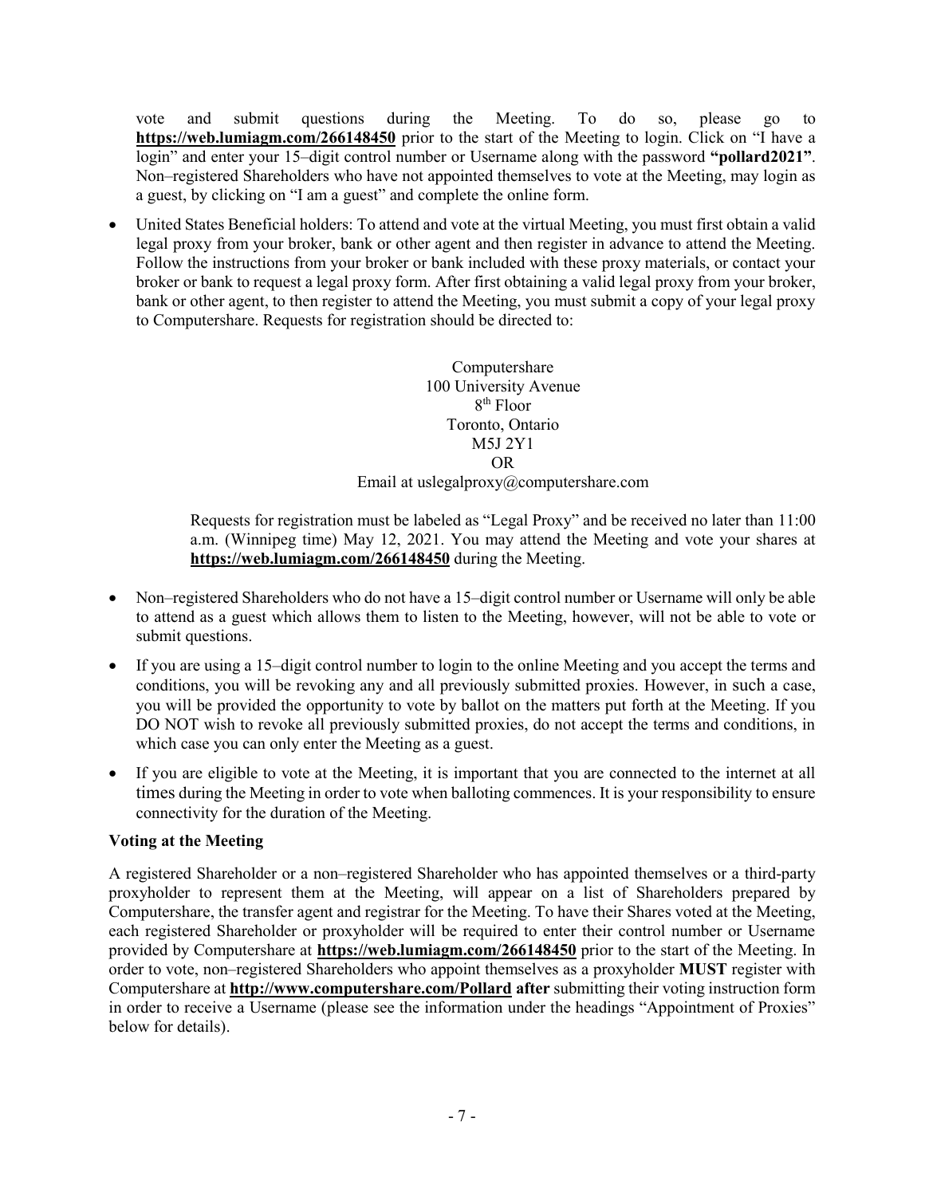vote and submit questions during the Meeting. To do so, please go to **https://web.lumiagm.com/266148450** prior to the start of the Meeting to login. Click on "I have a login" and enter your 15–digit control number or Username along with the password **"pollard2021"**. Non–registered Shareholders who have not appointed themselves to vote at the Meeting, may login as a guest, by clicking on "I am a guest" and complete the online form.

- United States Beneficial holders: To attend and vote at the virtual Meeting, you must first obtain a valid legal proxy from your broker, bank or other agent and then register in advance to attend the Meeting. Follow the instructions from your broker or bank included with these proxy materials, or contact your broker or bank to request a legal proxy form. After first obtaining a valid legal proxy from your broker, bank or other agent, to then register to attend the Meeting, you must submit a copy of your legal proxy to Computershare. Requests for registration should be directed to:

  Computershare
  100 University Avenue
  8th Floor
  Toronto, Ontario
  M5J 2Y1
  OR
  Email at uslegalproxy@computershare.com

  Requests for registration must be labeled as "Legal Proxy" and be received no later than 11:00 a.m. (Winnipeg time) May 12, 2021. You may attend the Meeting and vote your shares at **https://web.lumiagm.com/266148450** during the Meeting.

- Non–registered Shareholders who do not have a 15–digit control number or Username will only be able to attend as a guest which allows them to listen to the Meeting, however, will not be able to vote or submit questions.

- If you are using a 15–digit control number to login to the online Meeting and you accept the terms and conditions, you will be revoking any and all previously submitted proxies. However, in such a case, you will be provided the opportunity to vote by ballot on the matters put forth at the Meeting. If you DO NOT wish to revoke all previously submitted proxies, do not accept the terms and conditions, in which case you can only enter the Meeting as a guest.

- If you are eligible to vote at the Meeting, it is important that you are connected to the internet at all times during the Meeting in order to vote when balloting commences. It is your responsibility to ensure connectivity for the duration of the Meeting.

**Voting at the Meeting**

A registered Shareholder or a non–registered Shareholder who has appointed themselves or a third-party proxyholder to represent them at the Meeting, will appear on a list of Shareholders prepared by Computershare, the transfer agent and registrar for the Meeting. To have their Shares voted at the Meeting, each registered Shareholder or proxyholder will be required to enter their control number or Username provided by Computershare at **https://web.lumiagm.com/266148450** prior to the start of the Meeting. In order to vote, non–registered Shareholders who appoint themselves as a proxyholder **MUST** register with Computershare at **http://www.computershare.com/Pollard after** submitting their voting instruction form in order to receive a Username (please see the information under the headings "Appointment of Proxies" below for details).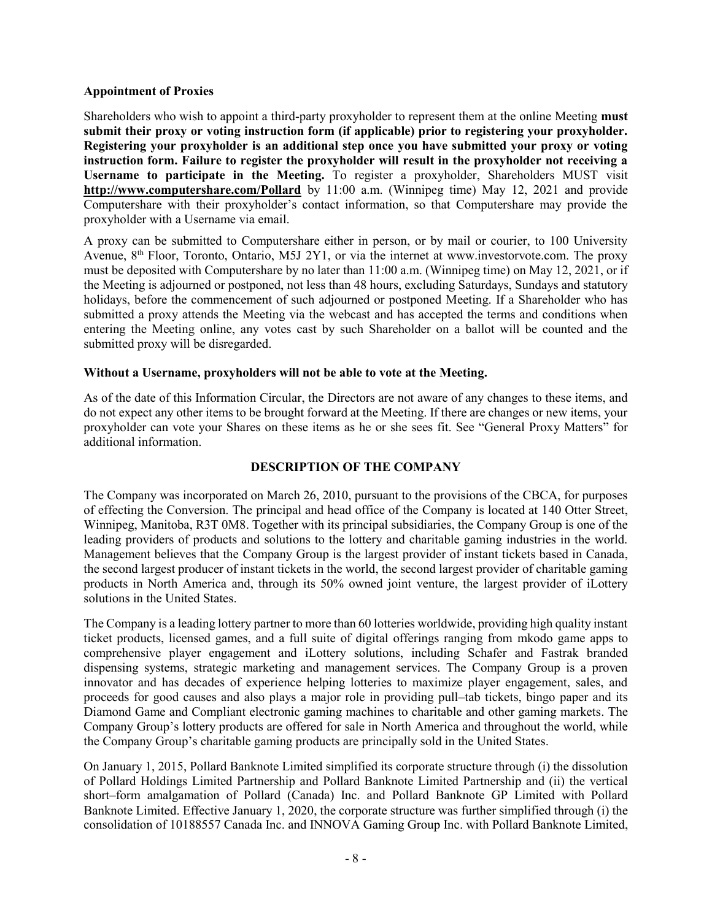**Appointment of Proxies**

Shareholders who wish to appoint a third-party proxyholder to represent them at the online Meeting **must submit their proxy or voting instruction form (if applicable) prior to registering your proxyholder. Registering your proxyholder is an additional step once you have submitted your proxy or voting instruction form. Failure to register the proxyholder will result in the proxyholder not receiving a Username to participate in the Meeting.** To register a proxyholder, Shareholders MUST visit **http://www.computershare.com/Pollard** by 11:00 a.m. (Winnipeg time) May 12, 2021 and provide Computershare with their proxyholder's contact information, so that Computershare may provide the proxyholder with a Username via email.

A proxy can be submitted to Computershare either in person, or by mail or courier, to 100 University Avenue, 8th Floor, Toronto, Ontario, M5J 2Y1, or via the internet at www.investorvote.com. The proxy must be deposited with Computershare by no later than 11:00 a.m. (Winnipeg time) on May 12, 2021, or if the Meeting is adjourned or postponed, not less than 48 hours, excluding Saturdays, Sundays and statutory holidays, before the commencement of such adjourned or postponed Meeting. If a Shareholder who has submitted a proxy attends the Meeting via the webcast and has accepted the terms and conditions when entering the Meeting online, any votes cast by such Shareholder on a ballot will be counted and the submitted proxy will be disregarded.

**Without a Username, proxyholders will not be able to vote at the Meeting.**

As of the date of this Information Circular, the Directors are not aware of any changes to these items, and do not expect any other items to be brought forward at the Meeting. If there are changes or new items, your proxyholder can vote your Shares on these items as he or she sees fit. See "General Proxy Matters" for additional information.

## DESCRIPTION OF THE COMPANY

The Company was incorporated on March 26, 2010, pursuant to the provisions of the CBCA, for purposes of effecting the Conversion. The principal and head office of the Company is located at 140 Otter Street, Winnipeg, Manitoba, R3T 0M8. Together with its principal subsidiaries, the Company Group is one of the leading providers of products and solutions to the lottery and charitable gaming industries in the world. Management believes that the Company Group is the largest provider of instant tickets based in Canada, the second largest producer of instant tickets in the world, the second largest provider of charitable gaming products in North America and, through its 50% owned joint venture, the largest provider of iLottery solutions in the United States.

The Company is a leading lottery partner to more than 60 lotteries worldwide, providing high quality instant ticket products, licensed games, and a full suite of digital offerings ranging from mkodo game apps to comprehensive player engagement and iLottery solutions, including Schafer and Fastrak branded dispensing systems, strategic marketing and management services. The Company Group is a proven innovator and has decades of experience helping lotteries to maximize player engagement, sales, and proceeds for good causes and also plays a major role in providing pull–tab tickets, bingo paper and its Diamond Game and Compliant electronic gaming machines to charitable and other gaming markets. The Company Group's lottery products are offered for sale in North America and throughout the world, while the Company Group's charitable gaming products are principally sold in the United States.

On January 1, 2015, Pollard Banknote Limited simplified its corporate structure through (i) the dissolution of Pollard Holdings Limited Partnership and Pollard Banknote Limited Partnership and (ii) the vertical short–form amalgamation of Pollard (Canada) Inc. and Pollard Banknote GP Limited with Pollard Banknote Limited. Effective January 1, 2020, the corporate structure was further simplified through (i) the consolidation of 10188557 Canada Inc. and INNOVA Gaming Group Inc. with Pollard Banknote Limited,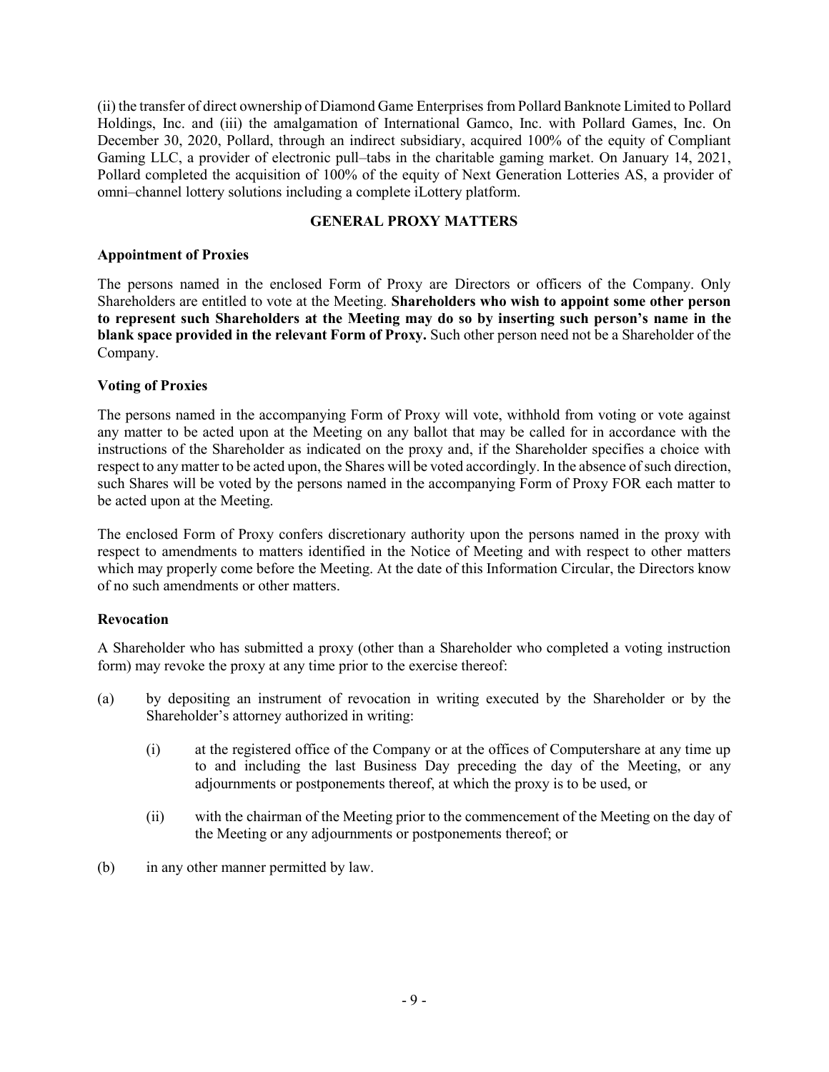(ii) the transfer of direct ownership of Diamond Game Enterprises from Pollard Banknote Limited to Pollard Holdings, Inc. and (iii) the amalgamation of International Gamco, Inc. with Pollard Games, Inc. On December 30, 2020, Pollard, through an indirect subsidiary, acquired 100% of the equity of Compliant Gaming LLC, a provider of electronic pull–tabs in the charitable gaming market. On January 14, 2021, Pollard completed the acquisition of 100% of the equity of Next Generation Lotteries AS, a provider of omni–channel lottery solutions including a complete iLottery platform.

## GENERAL PROXY MATTERS

### Appointment of Proxies

The persons named in the enclosed Form of Proxy are Directors or officers of the Company. Only Shareholders are entitled to vote at the Meeting. **Shareholders who wish to appoint some other person to represent such Shareholders at the Meeting may do so by inserting such person's name in the blank space provided in the relevant Form of Proxy.** Such other person need not be a Shareholder of the Company.

### Voting of Proxies

The persons named in the accompanying Form of Proxy will vote, withhold from voting or vote against any matter to be acted upon at the Meeting on any ballot that may be called for in accordance with the instructions of the Shareholder as indicated on the proxy and, if the Shareholder specifies a choice with respect to any matter to be acted upon, the Shares will be voted accordingly. In the absence of such direction, such Shares will be voted by the persons named in the accompanying Form of Proxy FOR each matter to be acted upon at the Meeting.

The enclosed Form of Proxy confers discretionary authority upon the persons named in the proxy with respect to amendments to matters identified in the Notice of Meeting and with respect to other matters which may properly come before the Meeting. At the date of this Information Circular, the Directors know of no such amendments or other matters.

### Revocation

A Shareholder who has submitted a proxy (other than a Shareholder who completed a voting instruction form) may revoke the proxy at any time prior to the exercise thereof:

(a) by depositing an instrument of revocation in writing executed by the Shareholder or by the Shareholder's attorney authorized in writing:

   (i) at the registered office of the Company or at the offices of Computershare at any time up to and including the last Business Day preceding the day of the Meeting, or any adjournments or postponements thereof, at which the proxy is to be used, or

   (ii) with the chairman of the Meeting prior to the commencement of the Meeting on the day of the Meeting or any adjournments or postponements thereof; or

(b) in any other manner permitted by law.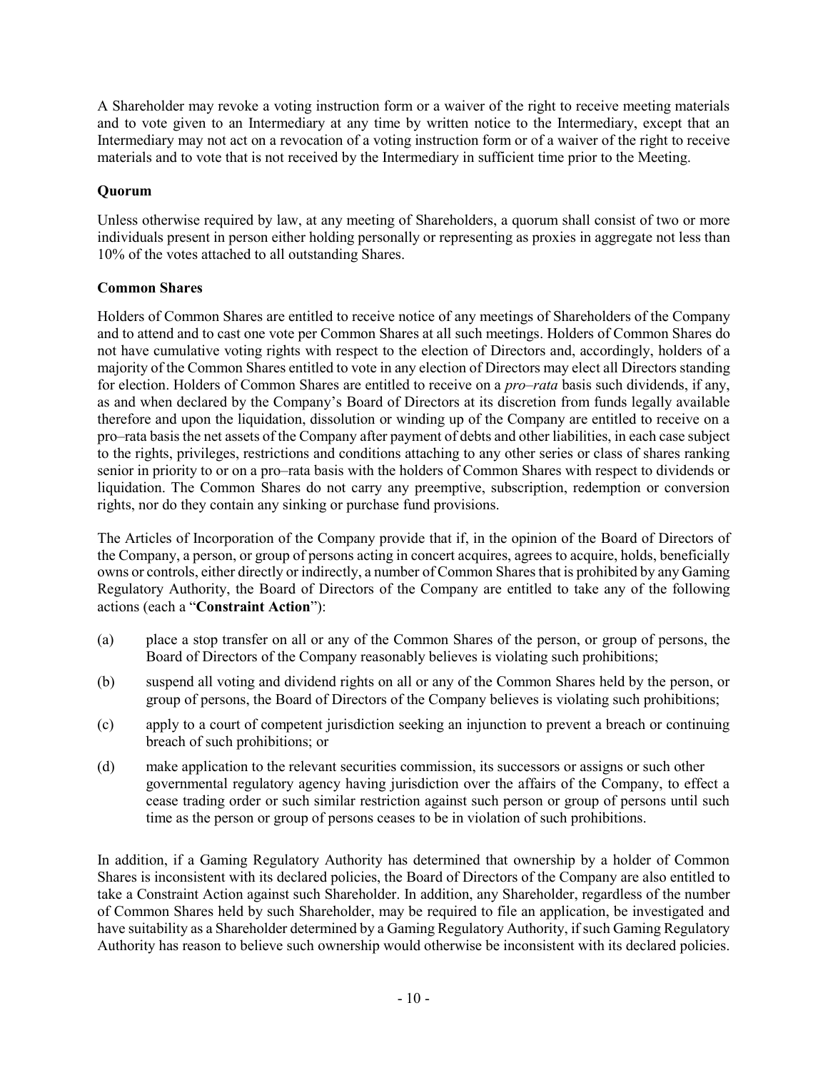A Shareholder may revoke a voting instruction form or a waiver of the right to receive meeting materials and to vote given to an Intermediary at any time by written notice to the Intermediary, except that an Intermediary may not act on a revocation of a voting instruction form or of a waiver of the right to receive materials and to vote that is not received by the Intermediary in sufficient time prior to the Meeting.

## Quorum

Unless otherwise required by law, at any meeting of Shareholders, a quorum shall consist of two or more individuals present in person either holding personally or representing as proxies in aggregate not less than 10% of the votes attached to all outstanding Shares.

## Common Shares

Holders of Common Shares are entitled to receive notice of any meetings of Shareholders of the Company and to attend and to cast one vote per Common Shares at all such meetings. Holders of Common Shares do not have cumulative voting rights with respect to the election of Directors and, accordingly, holders of a majority of the Common Shares entitled to vote in any election of Directors may elect all Directors standing for election. Holders of Common Shares are entitled to receive on a *pro–rata* basis such dividends, if any, as and when declared by the Company's Board of Directors at its discretion from funds legally available therefore and upon the liquidation, dissolution or winding up of the Company are entitled to receive on a pro–rata basis the net assets of the Company after payment of debts and other liabilities, in each case subject to the rights, privileges, restrictions and conditions attaching to any other series or class of shares ranking senior in priority to or on a pro–rata basis with the holders of Common Shares with respect to dividends or liquidation. The Common Shares do not carry any preemptive, subscription, redemption or conversion rights, nor do they contain any sinking or purchase fund provisions.

The Articles of Incorporation of the Company provide that if, in the opinion of the Board of Directors of the Company, a person, or group of persons acting in concert acquires, agrees to acquire, holds, beneficially owns or controls, either directly or indirectly, a number of Common Shares that is prohibited by any Gaming Regulatory Authority, the Board of Directors of the Company are entitled to take any of the following actions (each a "**Constraint Action**"):

(a) place a stop transfer on all or any of the Common Shares of the person, or group of persons, the Board of Directors of the Company reasonably believes is violating such prohibitions;

(b) suspend all voting and dividend rights on all or any of the Common Shares held by the person, or group of persons, the Board of Directors of the Company believes is violating such prohibitions;

(c) apply to a court of competent jurisdiction seeking an injunction to prevent a breach or continuing breach of such prohibitions; or

(d) make application to the relevant securities commission, its successors or assigns or such other governmental regulatory agency having jurisdiction over the affairs of the Company, to effect a cease trading order or such similar restriction against such person or group of persons until such time as the person or group of persons ceases to be in violation of such prohibitions.

In addition, if a Gaming Regulatory Authority has determined that ownership by a holder of Common Shares is inconsistent with its declared policies, the Board of Directors of the Company are also entitled to take a Constraint Action against such Shareholder. In addition, any Shareholder, regardless of the number of Common Shares held by such Shareholder, may be required to file an application, be investigated and have suitability as a Shareholder determined by a Gaming Regulatory Authority, if such Gaming Regulatory Authority has reason to believe such ownership would otherwise be inconsistent with its declared policies.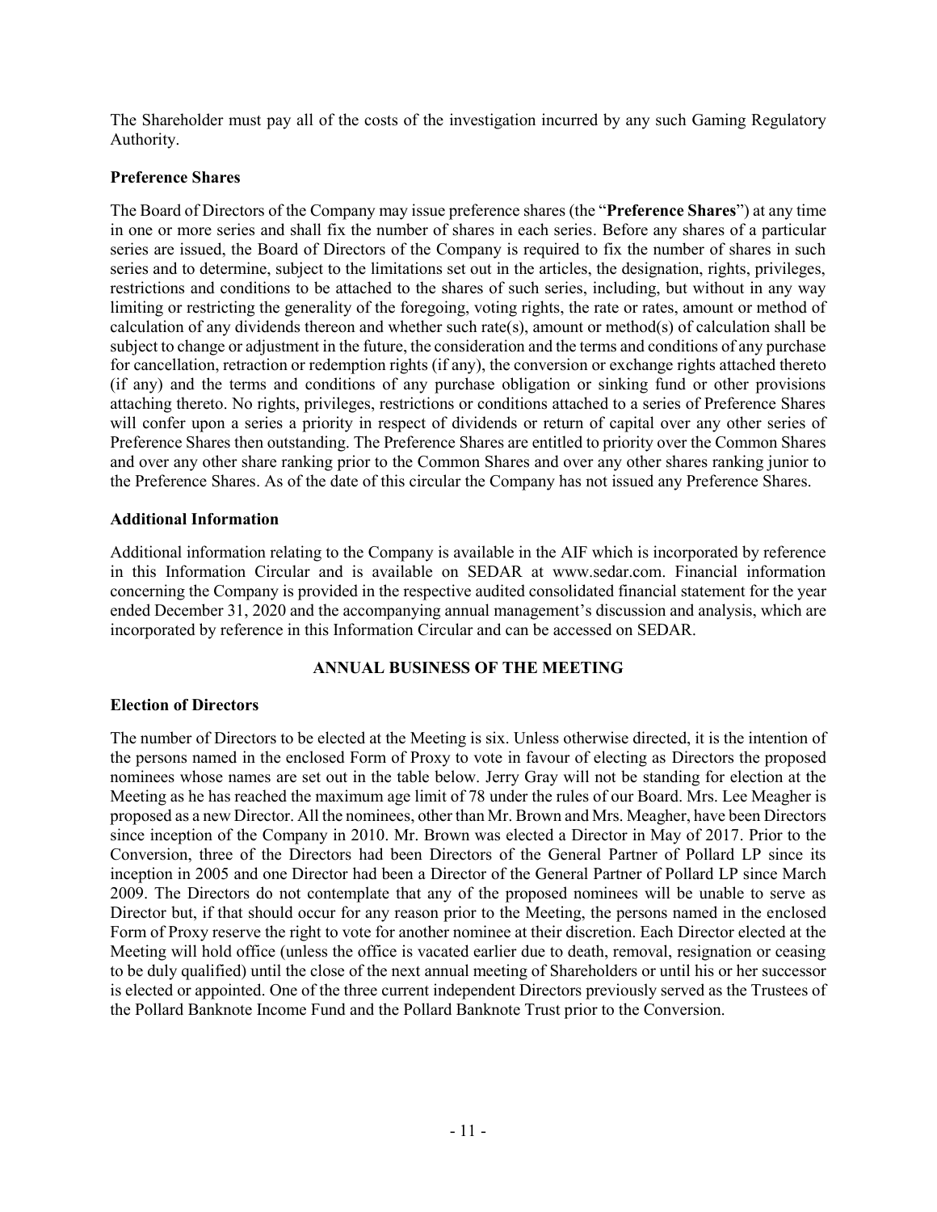The Shareholder must pay all of the costs of the investigation incurred by any such Gaming Regulatory Authority.

### Preference Shares

The Board of Directors of the Company may issue preference shares (the "**Preference Shares**") at any time in one or more series and shall fix the number of shares in each series. Before any shares of a particular series are issued, the Board of Directors of the Company is required to fix the number of shares in such series and to determine, subject to the limitations set out in the articles, the designation, rights, privileges, restrictions and conditions to be attached to the shares of such series, including, but without in any way limiting or restricting the generality of the foregoing, voting rights, the rate or rates, amount or method of calculation of any dividends thereon and whether such rate(s), amount or method(s) of calculation shall be subject to change or adjustment in the future, the consideration and the terms and conditions of any purchase for cancellation, retraction or redemption rights (if any), the conversion or exchange rights attached thereto (if any) and the terms and conditions of any purchase obligation or sinking fund or other provisions attaching thereto. No rights, privileges, restrictions or conditions attached to a series of Preference Shares will confer upon a series a priority in respect of dividends or return of capital over any other series of Preference Shares then outstanding. The Preference Shares are entitled to priority over the Common Shares and over any other share ranking prior to the Common Shares and over any other shares ranking junior to the Preference Shares. As of the date of this circular the Company has not issued any Preference Shares.

### Additional Information

Additional information relating to the Company is available in the AIF which is incorporated by reference in this Information Circular and is available on SEDAR at www.sedar.com. Financial information concerning the Company is provided in the respective audited consolidated financial statement for the year ended December 31, 2020 and the accompanying annual management's discussion and analysis, which are incorporated by reference in this Information Circular and can be accessed on SEDAR.

## ANNUAL BUSINESS OF THE MEETING

### Election of Directors

The number of Directors to be elected at the Meeting is six. Unless otherwise directed, it is the intention of the persons named in the enclosed Form of Proxy to vote in favour of electing as Directors the proposed nominees whose names are set out in the table below. Jerry Gray will not be standing for election at the Meeting as he has reached the maximum age limit of 78 under the rules of our Board. Mrs. Lee Meagher is proposed as a new Director. All the nominees, other than Mr. Brown and Mrs. Meagher, have been Directors since inception of the Company in 2010. Mr. Brown was elected a Director in May of 2017. Prior to the Conversion, three of the Directors had been Directors of the General Partner of Pollard LP since its inception in 2005 and one Director had been a Director of the General Partner of Pollard LP since March 2009. The Directors do not contemplate that any of the proposed nominees will be unable to serve as Director but, if that should occur for any reason prior to the Meeting, the persons named in the enclosed Form of Proxy reserve the right to vote for another nominee at their discretion. Each Director elected at the Meeting will hold office (unless the office is vacated earlier due to death, removal, resignation or ceasing to be duly qualified) until the close of the next annual meeting of Shareholders or until his or her successor is elected or appointed. One of the three current independent Directors previously served as the Trustees of the Pollard Banknote Income Fund and the Pollard Banknote Trust prior to the Conversion.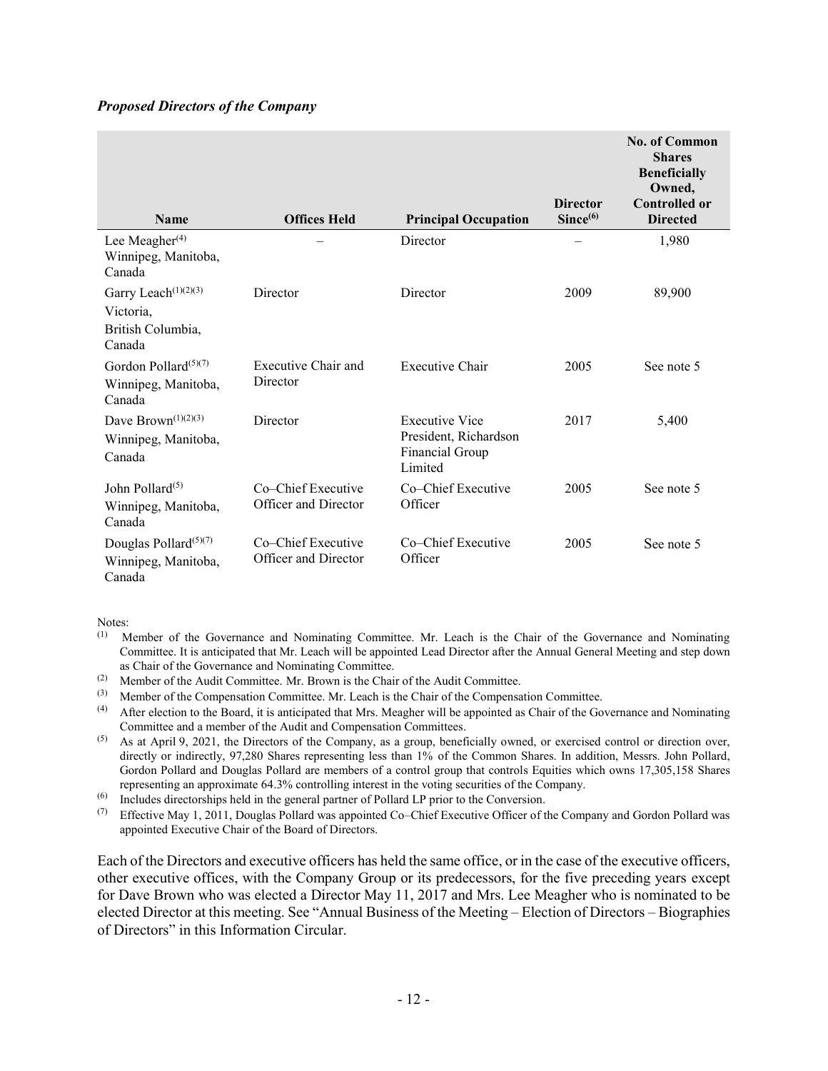***Proposed Directors of the Company***

| Name | Offices Held | Principal Occupation | Director Since[6] | No. of Common Shares Beneficially Owned, Controlled or Directed |
|---|---|---|---|---|
| Lee Meagher[4] Winnipeg, Manitoba, Canada | – | Director | – | 1,980 |
| Garry Leach[1][2][3] Victoria, British Columbia, Canada | Director | Director | 2009 | 89,900 |
| Gordon Pollard[5][7] Winnipeg, Manitoba, Canada | Executive Chair and Director | Executive Chair | 2005 | See note 5 |
| Dave Brown[1][2][3] Winnipeg, Manitoba, Canada | Director | Executive Vice President, Richardson Financial Group Limited | 2017 | 5,400 |
| John Pollard[5] Winnipeg, Manitoba, Canada | Co–Chief Executive Officer and Director | Co–Chief Executive Officer | 2005 | See note 5 |
| Douglas Pollard[5][7] Winnipeg, Manitoba, Canada | Co–Chief Executive Officer and Director | Co–Chief Executive Officer | 2005 | See note 5 |

Notes:

(1) Member of the Governance and Nominating Committee. Mr. Leach is the Chair of the Governance and Nominating Committee. It is anticipated that Mr. Leach will be appointed Lead Director after the Annual General Meeting and step down as Chair of the Governance and Nominating Committee.

(2) Member of the Audit Committee. Mr. Brown is the Chair of the Audit Committee.

(3) Member of the Compensation Committee. Mr. Leach is the Chair of the Compensation Committee.

(4) After election to the Board, it is anticipated that Mrs. Meagher will be appointed as Chair of the Governance and Nominating Committee and a member of the Audit and Compensation Committees.

(5) As at April 9, 2021, the Directors of the Company, as a group, beneficially owned, or exercised control or direction over, directly or indirectly, 97,280 Shares representing less than 1% of the Common Shares. In addition, Messrs. John Pollard, Gordon Pollard and Douglas Pollard are members of a control group that controls Equities which owns 17,305,158 Shares representing an approximate 64.3% controlling interest in the voting securities of the Company.

(6) Includes directorships held in the general partner of Pollard LP prior to the Conversion.

(7) Effective May 1, 2011, Douglas Pollard was appointed Co–Chief Executive Officer of the Company and Gordon Pollard was appointed Executive Chair of the Board of Directors.

Each of the Directors and executive officers has held the same office, or in the case of the executive officers, other executive offices, with the Company Group or its predecessors, for the five preceding years except for Dave Brown who was elected a Director May 11, 2017 and Mrs. Lee Meagher who is nominated to be elected Director at this meeting. See "Annual Business of the Meeting – Election of Directors – Biographies of Directors" in this Information Circular.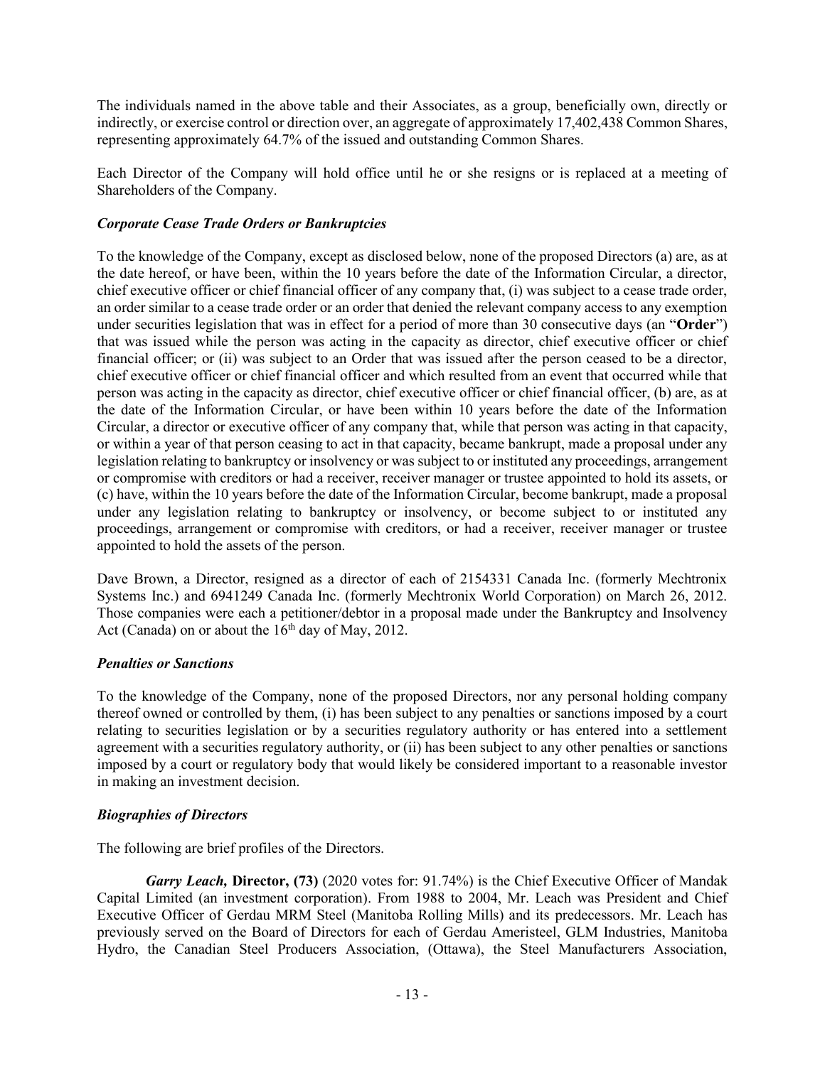The individuals named in the above table and their Associates, as a group, beneficially own, directly or indirectly, or exercise control or direction over, an aggregate of approximately 17,402,438 Common Shares, representing approximately 64.7% of the issued and outstanding Common Shares.

Each Director of the Company will hold office until he or she resigns or is replaced at a meeting of Shareholders of the Company.

### *Corporate Cease Trade Orders or Bankruptcies*

To the knowledge of the Company, except as disclosed below, none of the proposed Directors (a) are, as at the date hereof, or have been, within the 10 years before the date of the Information Circular, a director, chief executive officer or chief financial officer of any company that, (i) was subject to a cease trade order, an order similar to a cease trade order or an order that denied the relevant company access to any exemption under securities legislation that was in effect for a period of more than 30 consecutive days (an "**Order**") that was issued while the person was acting in the capacity as director, chief executive officer or chief financial officer; or (ii) was subject to an Order that was issued after the person ceased to be a director, chief executive officer or chief financial officer and which resulted from an event that occurred while that person was acting in the capacity as director, chief executive officer or chief financial officer, (b) are, as at the date of the Information Circular, or have been within 10 years before the date of the Information Circular, a director or executive officer of any company that, while that person was acting in that capacity, or within a year of that person ceasing to act in that capacity, became bankrupt, made a proposal under any legislation relating to bankruptcy or insolvency or was subject to or instituted any proceedings, arrangement or compromise with creditors or had a receiver, receiver manager or trustee appointed to hold its assets, or (c) have, within the 10 years before the date of the Information Circular, become bankrupt, made a proposal under any legislation relating to bankruptcy or insolvency, or become subject to or instituted any proceedings, arrangement or compromise with creditors, or had a receiver, receiver manager or trustee appointed to hold the assets of the person.

Dave Brown, a Director, resigned as a director of each of 2154331 Canada Inc. (formerly Mechtronix Systems Inc.) and 6941249 Canada Inc. (formerly Mechtronix World Corporation) on March 26, 2012. Those companies were each a petitioner/debtor in a proposal made under the Bankruptcy and Insolvency Act (Canada) on or about the 16th day of May, 2012.

### *Penalties or Sanctions*

To the knowledge of the Company, none of the proposed Directors, nor any personal holding company thereof owned or controlled by them, (i) has been subject to any penalties or sanctions imposed by a court relating to securities legislation or by a securities regulatory authority or has entered into a settlement agreement with a securities regulatory authority, or (ii) has been subject to any other penalties or sanctions imposed by a court or regulatory body that would likely be considered important to a reasonable investor in making an investment decision.

### *Biographies of Directors*

The following are brief profiles of the Directors.

***Garry Leach,*** **Director, (73)** (2020 votes for: 91.74%) is the Chief Executive Officer of Mandak Capital Limited (an investment corporation). From 1988 to 2004, Mr. Leach was President and Chief Executive Officer of Gerdau MRM Steel (Manitoba Rolling Mills) and its predecessors. Mr. Leach has previously served on the Board of Directors for each of Gerdau Ameristeel, GLM Industries, Manitoba Hydro, the Canadian Steel Producers Association, (Ottawa), the Steel Manufacturers Association,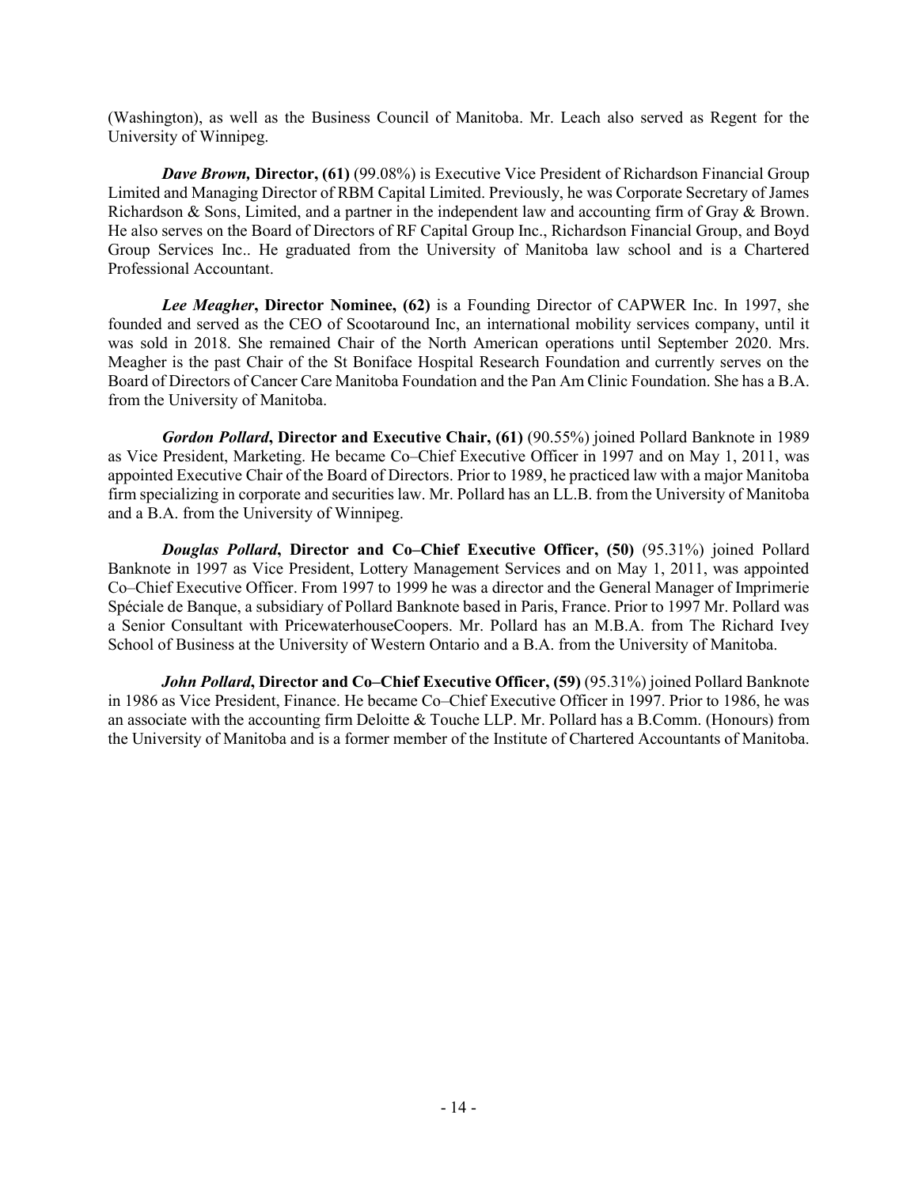(Washington), as well as the Business Council of Manitoba. Mr. Leach also served as Regent for the University of Winnipeg.

***Dave Brown*, Director, (61)** (99.08%) is Executive Vice President of Richardson Financial Group Limited and Managing Director of RBM Capital Limited. Previously, he was Corporate Secretary of James Richardson & Sons, Limited, and a partner in the independent law and accounting firm of Gray & Brown. He also serves on the Board of Directors of RF Capital Group Inc., Richardson Financial Group, and Boyd Group Services Inc.. He graduated from the University of Manitoba law school and is a Chartered Professional Accountant.

***Lee Meagher*, Director Nominee, (62)** is a Founding Director of CAPWER Inc. In 1997, she founded and served as the CEO of Scootaround Inc, an international mobility services company, until it was sold in 2018. She remained Chair of the North American operations until September 2020. Mrs. Meagher is the past Chair of the St Boniface Hospital Research Foundation and currently serves on the Board of Directors of Cancer Care Manitoba Foundation and the Pan Am Clinic Foundation. She has a B.A. from the University of Manitoba.

***Gordon Pollard*, Director and Executive Chair, (61)** (90.55%) joined Pollard Banknote in 1989 as Vice President, Marketing. He became Co–Chief Executive Officer in 1997 and on May 1, 2011, was appointed Executive Chair of the Board of Directors. Prior to 1989, he practiced law with a major Manitoba firm specializing in corporate and securities law. Mr. Pollard has an LL.B. from the University of Manitoba and a B.A. from the University of Winnipeg.

***Douglas Pollard*, Director and Co–Chief Executive Officer, (50)** (95.31%) joined Pollard Banknote in 1997 as Vice President, Lottery Management Services and on May 1, 2011, was appointed Co–Chief Executive Officer. From 1997 to 1999 he was a director and the General Manager of Imprimerie Spéciale de Banque, a subsidiary of Pollard Banknote based in Paris, France. Prior to 1997 Mr. Pollard was a Senior Consultant with PricewaterhouseCoopers. Mr. Pollard has an M.B.A. from The Richard Ivey School of Business at the University of Western Ontario and a B.A. from the University of Manitoba.

***John Pollard*, Director and Co–Chief Executive Officer, (59)** (95.31%) joined Pollard Banknote in 1986 as Vice President, Finance. He became Co–Chief Executive Officer in 1997. Prior to 1986, he was an associate with the accounting firm Deloitte & Touche LLP. Mr. Pollard has a B.Comm. (Honours) from the University of Manitoba and is a former member of the Institute of Chartered Accountants of Manitoba.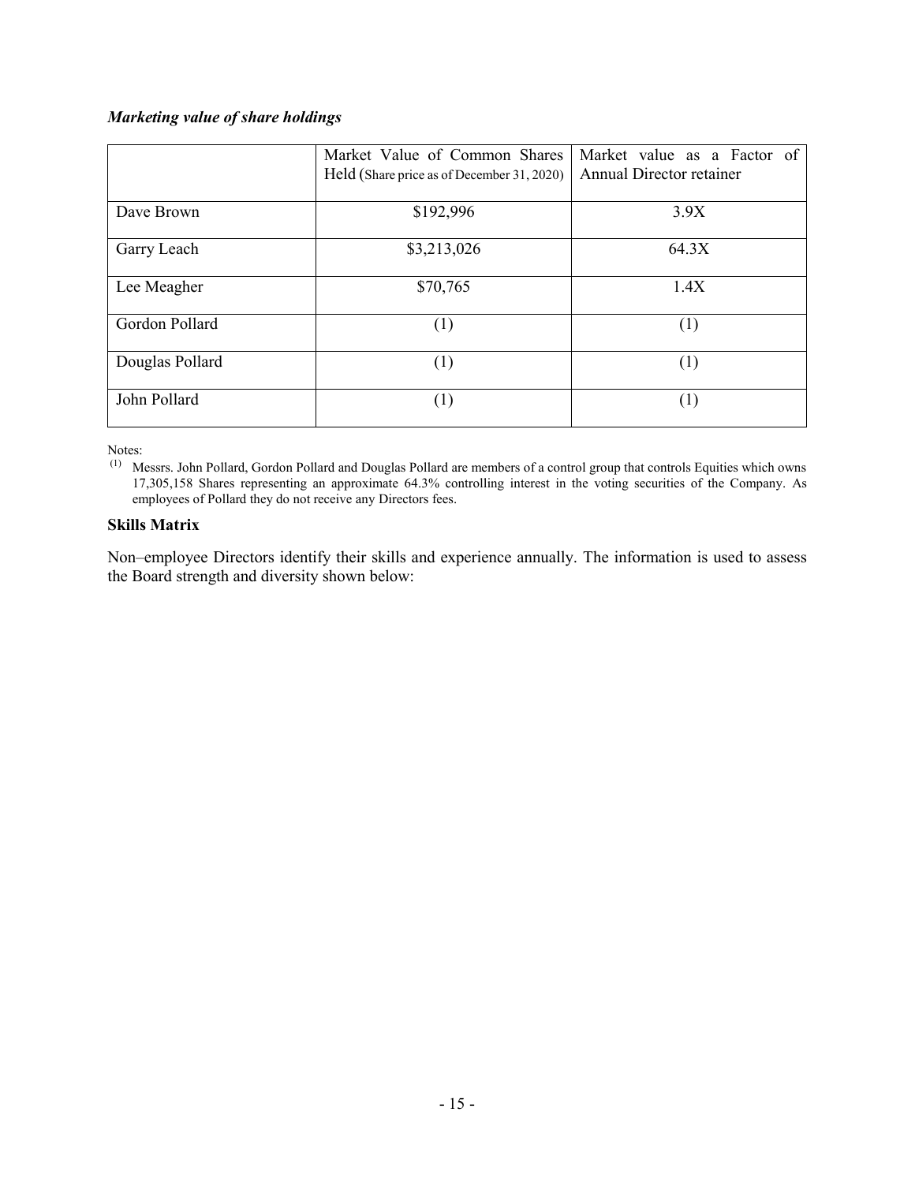***Marketing value of share holdings***

| | Market Value of Common Shares Held (Share price as of December 31, 2020) | Market value as a Factor of Annual Director retainer |
|---|---|---|
| Dave Brown | \$192,996 | 3.9X |
| Garry Leach | \$3,213,026 | 64.3X |
| Lee Meagher | \$70,765 | 1.4X |
| Gordon Pollard | (1) | (1) |
| Douglas Pollard | (1) | (1) |
| John Pollard | (1) | (1) |

Notes:

(1) Messrs. John Pollard, Gordon Pollard and Douglas Pollard are members of a control group that controls Equities which owns 17,305,158 Shares representing an approximate 64.3% controlling interest in the voting securities of the Company. As employees of Pollard they do not receive any Directors fees.

**Skills Matrix**

Non–employee Directors identify their skills and experience annually. The information is used to assess the Board strength and diversity shown below: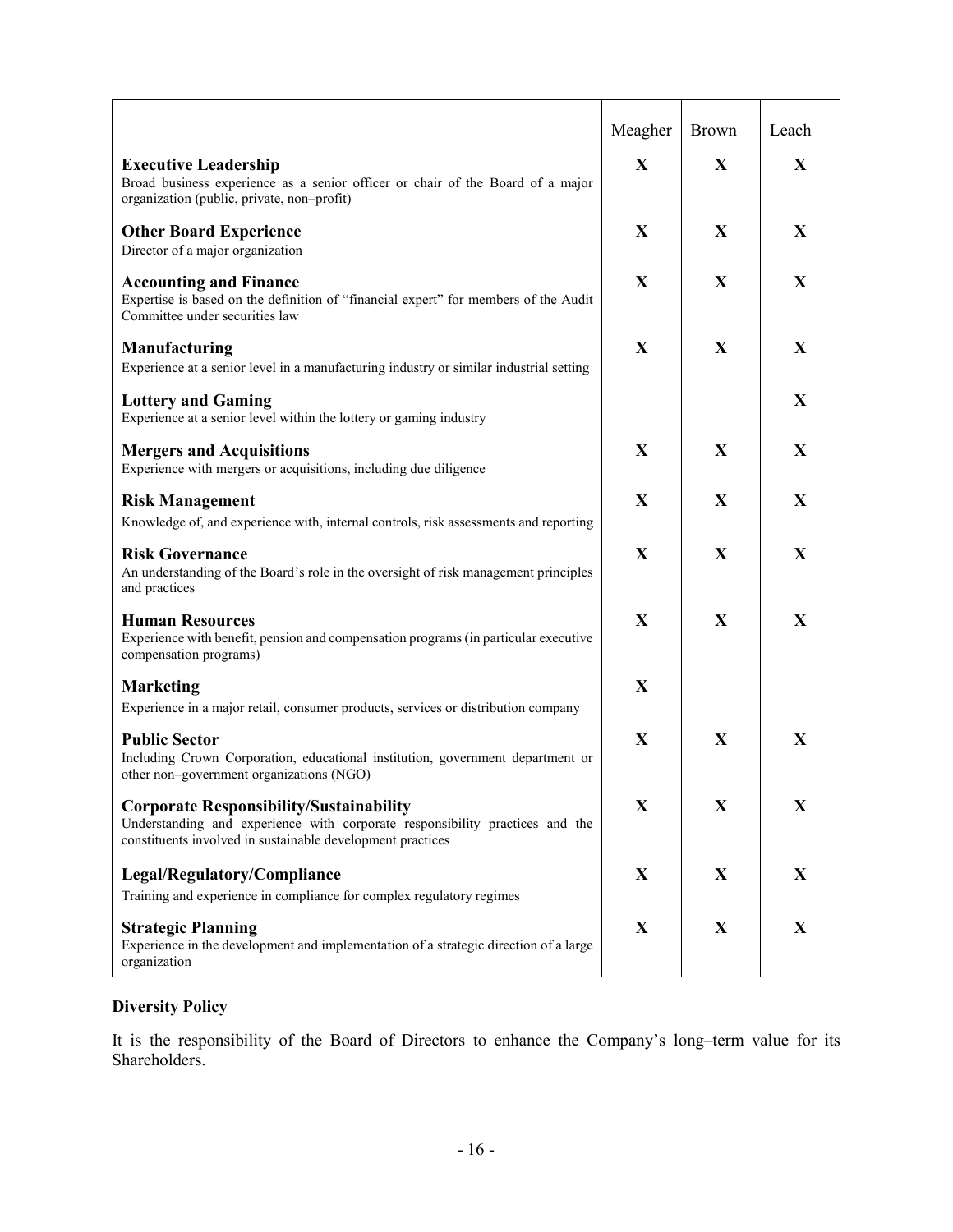| | Meagher | Brown | Leach |
|---|---|---|---|
| **Executive Leadership**<br>Broad business experience as a senior officer or chair of the Board of a major organization (public, private, non–profit) | X | X | X |
| **Other Board Experience**<br>Director of a major organization | X | X | X |
| **Accounting and Finance**<br>Expertise is based on the definition of "financial expert" for members of the Audit Committee under securities law | X | X | X |
| **Manufacturing**<br>Experience at a senior level in a manufacturing industry or similar industrial setting | X | X | X |
| **Lottery and Gaming**<br>Experience at a senior level within the lottery or gaming industry | | | X |
| **Mergers and Acquisitions**<br>Experience with mergers or acquisitions, including due diligence | X | X | X |
| **Risk Management**<br>Knowledge of, and experience with, internal controls, risk assessments and reporting | X | X | X |
| **Risk Governance**<br>An understanding of the Board's role in the oversight of risk management principles and practices | X | X | X |
| **Human Resources**<br>Experience with benefit, pension and compensation programs (in particular executive compensation programs) | X | X | X |
| **Marketing**<br>Experience in a major retail, consumer products, services or distribution company | X | | |
| **Public Sector**<br>Including Crown Corporation, educational institution, government department or other non–government organizations (NGO) | X | X | X |
| **Corporate Responsibility/Sustainability**<br>Understanding and experience with corporate responsibility practices and the constituents involved in sustainable development practices | X | X | X |
| **Legal/Regulatory/Compliance**<br>Training and experience in compliance for complex regulatory regimes | X | X | X |
| **Strategic Planning**<br>Experience in the development and implementation of a strategic direction of a large organization | X | X | X |

### Diversity Policy

It is the responsibility of the Board of Directors to enhance the Company's long–term value for its Shareholders.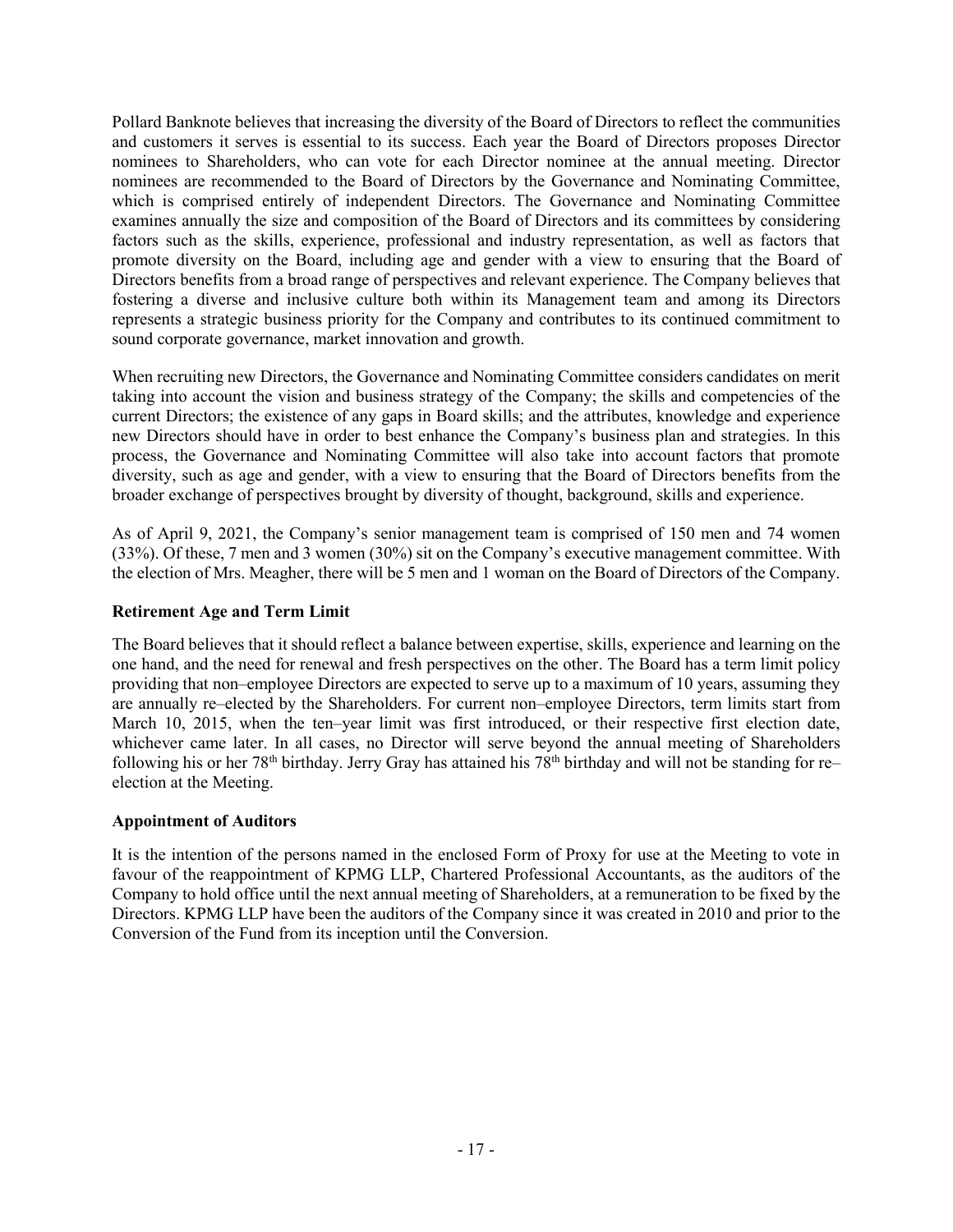Pollard Banknote believes that increasing the diversity of the Board of Directors to reflect the communities and customers it serves is essential to its success. Each year the Board of Directors proposes Director nominees to Shareholders, who can vote for each Director nominee at the annual meeting. Director nominees are recommended to the Board of Directors by the Governance and Nominating Committee, which is comprised entirely of independent Directors. The Governance and Nominating Committee examines annually the size and composition of the Board of Directors and its committees by considering factors such as the skills, experience, professional and industry representation, as well as factors that promote diversity on the Board, including age and gender with a view to ensuring that the Board of Directors benefits from a broad range of perspectives and relevant experience. The Company believes that fostering a diverse and inclusive culture both within its Management team and among its Directors represents a strategic business priority for the Company and contributes to its continued commitment to sound corporate governance, market innovation and growth.

When recruiting new Directors, the Governance and Nominating Committee considers candidates on merit taking into account the vision and business strategy of the Company; the skills and competencies of the current Directors; the existence of any gaps in Board skills; and the attributes, knowledge and experience new Directors should have in order to best enhance the Company's business plan and strategies. In this process, the Governance and Nominating Committee will also take into account factors that promote diversity, such as age and gender, with a view to ensuring that the Board of Directors benefits from the broader exchange of perspectives brought by diversity of thought, background, skills and experience.

As of April 9, 2021, the Company's senior management team is comprised of 150 men and 74 women (33%). Of these, 7 men and 3 women (30%) sit on the Company's executive management committee. With the election of Mrs. Meagher, there will be 5 men and 1 woman on the Board of Directors of the Company.

**Retirement Age and Term Limit**

The Board believes that it should reflect a balance between expertise, skills, experience and learning on the one hand, and the need for renewal and fresh perspectives on the other. The Board has a term limit policy providing that non–employee Directors are expected to serve up to a maximum of 10 years, assuming they are annually re–elected by the Shareholders. For current non–employee Directors, term limits start from March 10, 2015, when the ten–year limit was first introduced, or their respective first election date, whichever came later. In all cases, no Director will serve beyond the annual meeting of Shareholders following his or her 78th birthday. Jerry Gray has attained his 78th birthday and will not be standing for re–election at the Meeting.

**Appointment of Auditors**

It is the intention of the persons named in the enclosed Form of Proxy for use at the Meeting to vote in favour of the reappointment of KPMG LLP, Chartered Professional Accountants, as the auditors of the Company to hold office until the next annual meeting of Shareholders, at a remuneration to be fixed by the Directors. KPMG LLP have been the auditors of the Company since it was created in 2010 and prior to the Conversion of the Fund from its inception until the Conversion.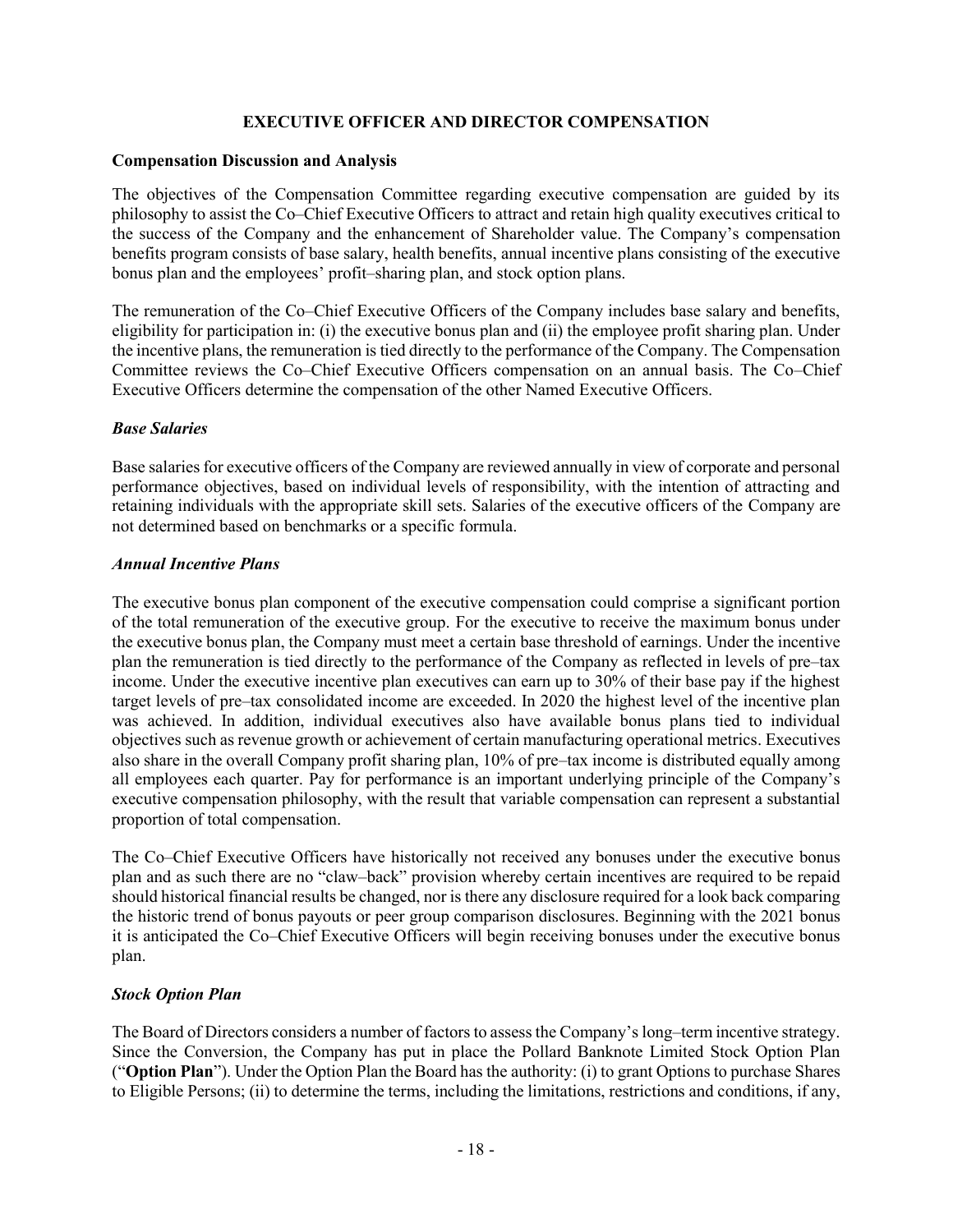## EXECUTIVE OFFICER AND DIRECTOR COMPENSATION

### Compensation Discussion and Analysis

The objectives of the Compensation Committee regarding executive compensation are guided by its philosophy to assist the Co–Chief Executive Officers to attract and retain high quality executives critical to the success of the Company and the enhancement of Shareholder value. The Company's compensation benefits program consists of base salary, health benefits, annual incentive plans consisting of the executive bonus plan and the employees' profit–sharing plan, and stock option plans.

The remuneration of the Co–Chief Executive Officers of the Company includes base salary and benefits, eligibility for participation in: (i) the executive bonus plan and (ii) the employee profit sharing plan. Under the incentive plans, the remuneration is tied directly to the performance of the Company. The Compensation Committee reviews the Co–Chief Executive Officers compensation on an annual basis. The Co–Chief Executive Officers determine the compensation of the other Named Executive Officers.

#### *Base Salaries*

Base salaries for executive officers of the Company are reviewed annually in view of corporate and personal performance objectives, based on individual levels of responsibility, with the intention of attracting and retaining individuals with the appropriate skill sets. Salaries of the executive officers of the Company are not determined based on benchmarks or a specific formula.

#### *Annual Incentive Plans*

The executive bonus plan component of the executive compensation could comprise a significant portion of the total remuneration of the executive group. For the executive to receive the maximum bonus under the executive bonus plan, the Company must meet a certain base threshold of earnings. Under the incentive plan the remuneration is tied directly to the performance of the Company as reflected in levels of pre–tax income. Under the executive incentive plan executives can earn up to 30% of their base pay if the highest target levels of pre–tax consolidated income are exceeded. In 2020 the highest level of the incentive plan was achieved. In addition, individual executives also have available bonus plans tied to individual objectives such as revenue growth or achievement of certain manufacturing operational metrics. Executives also share in the overall Company profit sharing plan, 10% of pre–tax income is distributed equally among all employees each quarter. Pay for performance is an important underlying principle of the Company's executive compensation philosophy, with the result that variable compensation can represent a substantial proportion of total compensation.

The Co–Chief Executive Officers have historically not received any bonuses under the executive bonus plan and as such there are no "claw–back" provision whereby certain incentives are required to be repaid should historical financial results be changed, nor is there any disclosure required for a look back comparing the historic trend of bonus payouts or peer group comparison disclosures. Beginning with the 2021 bonus it is anticipated the Co–Chief Executive Officers will begin receiving bonuses under the executive bonus plan.

#### *Stock Option Plan*

The Board of Directors considers a number of factors to assess the Company's long–term incentive strategy. Since the Conversion, the Company has put in place the Pollard Banknote Limited Stock Option Plan ("**Option Plan**"). Under the Option Plan the Board has the authority: (i) to grant Options to purchase Shares to Eligible Persons; (ii) to determine the terms, including the limitations, restrictions and conditions, if any,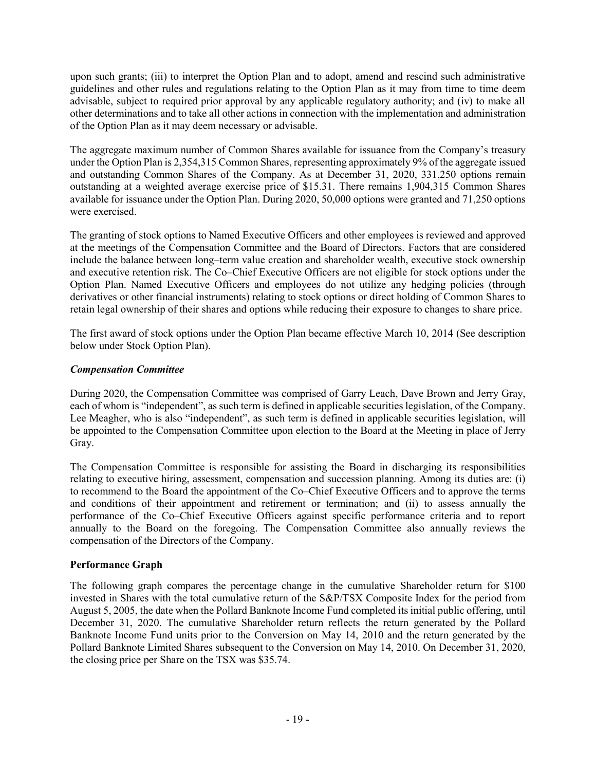upon such grants; (iii) to interpret the Option Plan and to adopt, amend and rescind such administrative guidelines and other rules and regulations relating to the Option Plan as it may from time to time deem advisable, subject to required prior approval by any applicable regulatory authority; and (iv) to make all other determinations and to take all other actions in connection with the implementation and administration of the Option Plan as it may deem necessary or advisable.

The aggregate maximum number of Common Shares available for issuance from the Company's treasury under the Option Plan is 2,354,315 Common Shares, representing approximately 9% of the aggregate issued and outstanding Common Shares of the Company. As at December 31, 2020, 331,250 options remain outstanding at a weighted average exercise price of \$15.31. There remains 1,904,315 Common Shares available for issuance under the Option Plan. During 2020, 50,000 options were granted and 71,250 options were exercised.

The granting of stock options to Named Executive Officers and other employees is reviewed and approved at the meetings of the Compensation Committee and the Board of Directors. Factors that are considered include the balance between long–term value creation and shareholder wealth, executive stock ownership and executive retention risk. The Co–Chief Executive Officers are not eligible for stock options under the Option Plan. Named Executive Officers and employees do not utilize any hedging policies (through derivatives or other financial instruments) relating to stock options or direct holding of Common Shares to retain legal ownership of their shares and options while reducing their exposure to changes to share price.

The first award of stock options under the Option Plan became effective March 10, 2014 (See description below under Stock Option Plan).

***Compensation Committee***

During 2020, the Compensation Committee was comprised of Garry Leach, Dave Brown and Jerry Gray, each of whom is "independent", as such term is defined in applicable securities legislation, of the Company. Lee Meagher, who is also "independent", as such term is defined in applicable securities legislation, will be appointed to the Compensation Committee upon election to the Board at the Meeting in place of Jerry Gray.

The Compensation Committee is responsible for assisting the Board in discharging its responsibilities relating to executive hiring, assessment, compensation and succession planning. Among its duties are: (i) to recommend to the Board the appointment of the Co–Chief Executive Officers and to approve the terms and conditions of their appointment and retirement or termination; and (ii) to assess annually the performance of the Co–Chief Executive Officers against specific performance criteria and to report annually to the Board on the foregoing. The Compensation Committee also annually reviews the compensation of the Directors of the Company.

**Performance Graph**

The following graph compares the percentage change in the cumulative Shareholder return for \$100 invested in Shares with the total cumulative return of the S&P/TSX Composite Index for the period from August 5, 2005, the date when the Pollard Banknote Income Fund completed its initial public offering, until December 31, 2020. The cumulative Shareholder return reflects the return generated by the Pollard Banknote Income Fund units prior to the Conversion on May 14, 2010 and the return generated by the Pollard Banknote Limited Shares subsequent to the Conversion on May 14, 2010. On December 31, 2020, the closing price per Share on the TSX was \$35.74.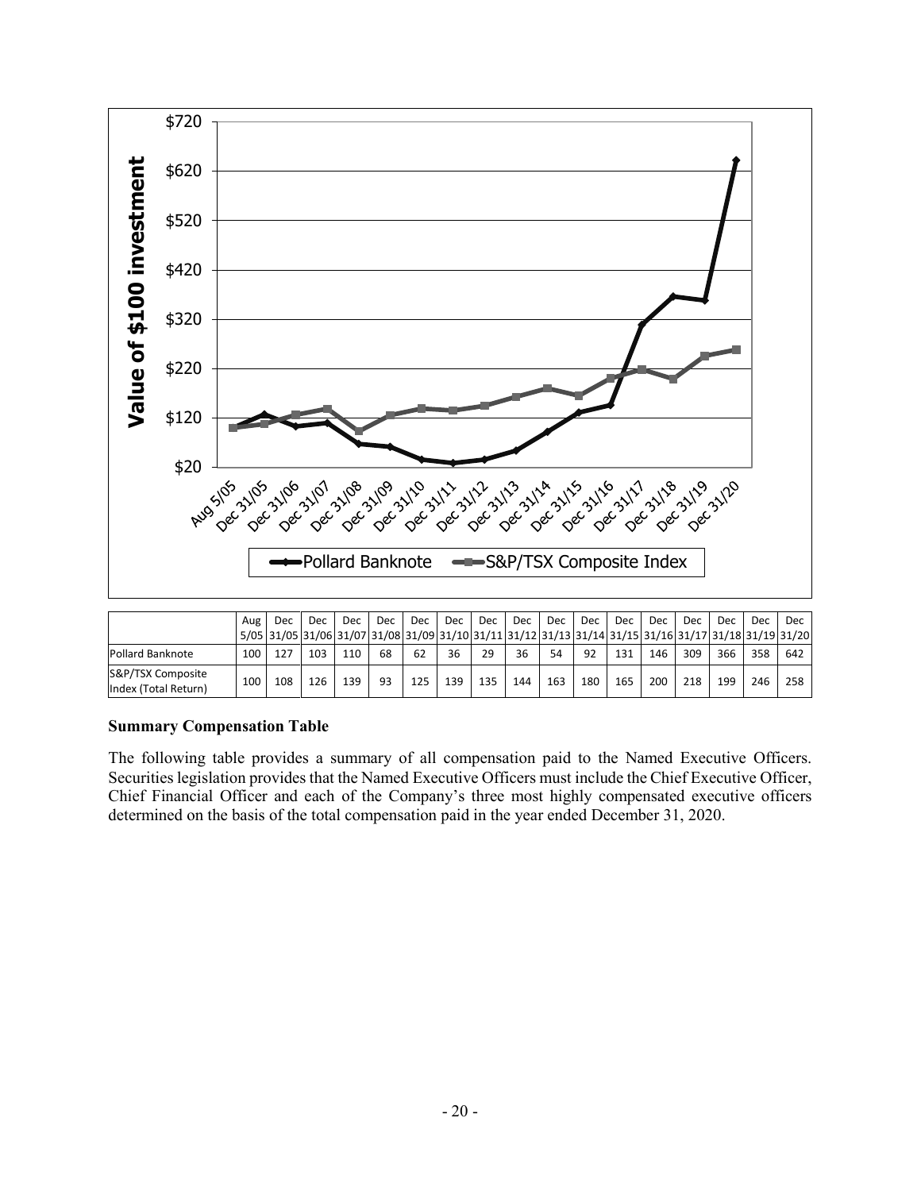| | Aug 5/05 | Dec 31/05 | Dec 31/06 | Dec 31/07 | Dec 31/08 | Dec 31/09 | Dec 31/10 | Dec 31/11 | Dec 31/12 | Dec 31/13 | Dec 31/14 | Dec 31/15 | Dec 31/16 | Dec 31/17 | Dec 31/18 | Dec 31/19 | Dec 31/20 |
|---|---|---|---|---|---|---|---|---|---|---|---|---|---|---|---|---|---|
| Pollard Banknote | 100 | 127 | 103 | 110 | 68 | 62 | 36 | 29 | 36 | 54 | 92 | 131 | 146 | 309 | 366 | 358 | 642 |
| S&P/TSX Composite Index (Total Return) | 100 | 108 | 126 | 139 | 93 | 125 | 139 | 135 | 144 | 163 | 180 | 165 | 200 | 218 | 199 | 246 | 258 |

**Summary Compensation Table**

The following table provides a summary of all compensation paid to the Named Executive Officers. Securities legislation provides that the Named Executive Officers must include the Chief Executive Officer, Chief Financial Officer and each of the Company's three most highly compensated executive officers determined on the basis of the total compensation paid in the year ended December 31, 2020.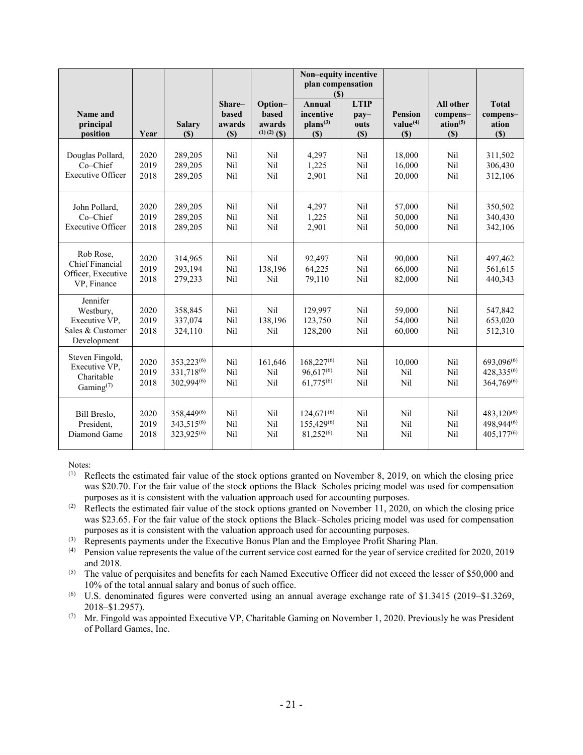| Name and principal position | Year | Salary ($) | Share–based awards ($) | Option–based awards [1] [2] ($) | Non–equity incentive plan compensation ($) | | Pension value[4] ($) | All other compens–ation[5] ($) | Total compens–ation ($) |
|---|---|---|---|---|---|---|---|---|---|
| | | | | | Annual incentive plans[3] ($) | LTIP pay–outs ($) | | | |
| Douglas Pollard, Co–Chief Executive Officer | 2020<br>2019<br>2018 | 289,205<br>289,205<br>289,205 | Nil<br>Nil<br>Nil | Nil<br>Nil<br>Nil | 4,297<br>1,225<br>2,901 | Nil<br>Nil<br>Nil | 18,000<br>16,000<br>20,000 | Nil<br>Nil<br>Nil | 311,502<br>306,430<br>312,106 |
| John Pollard, Co–Chief Executive Officer | 2020<br>2019<br>2018 | 289,205<br>289,205<br>289,205 | Nil<br>Nil<br>Nil | Nil<br>Nil<br>Nil | 4,297<br>1,225<br>2,901 | Nil<br>Nil<br>Nil | 57,000<br>50,000<br>50,000 | Nil<br>Nil<br>Nil | 350,502<br>340,430<br>342,106 |
| Rob Rose, Chief Financial Officer, Executive VP, Finance | 2020<br>2019<br>2018 | 314,965<br>293,194<br>279,233 | Nil<br>Nil<br>Nil | Nil<br>138,196<br>Nil | 92,497<br>64,225<br>79,110 | Nil<br>Nil<br>Nil | 90,000<br>66,000<br>82,000 | Nil<br>Nil<br>Nil | 497,462<br>561,615<br>440,343 |
| Jennifer Westbury, Executive VP, Sales & Customer Development | 2020<br>2019<br>2018 | 358,845<br>337,074<br>324,110 | Nil<br>Nil<br>Nil | Nil<br>138,196<br>Nil | 129,997<br>123,750<br>128,200 | Nil<br>Nil<br>Nil | 59,000<br>54,000<br>60,000 | Nil<br>Nil<br>Nil | 547,842<br>653,020<br>512,310 |
| Steven Fingold, Executive VP, Charitable Gaming[7] | 2020<br>2019<br>2018 | 353,223[6]<br>331,718[6]<br>302,994[6] | Nil<br>Nil<br>Nil | 161,646<br>Nil<br>Nil | 168,227[6]<br>96,617[6]<br>61,775[6] | Nil<br>Nil<br>Nil | 10,000<br>Nil<br>Nil | Nil<br>Nil<br>Nil | 693,096[6]<br>428,335[6]<br>364,769[6] |
| Bill Breslo, President, Diamond Game | 2020<br>2019<br>2018 | 358,449[6]<br>343,515[6]<br>323,925[6] | Nil<br>Nil<br>Nil | Nil<br>Nil<br>Nil | 124,671[6]<br>155,429[6]<br>81,252[6] | Nil<br>Nil<br>Nil | Nil<br>Nil<br>Nil | Nil<br>Nil<br>Nil | 483,120[6]<br>498,944[6]<br>405,177[6] |

Notes:

(1) Reflects the estimated fair value of the stock options granted on November 8, 2019, on which the closing price was $20.70. For the fair value of the stock options the Black–Scholes pricing model was used for compensation purposes as it is consistent with the valuation approach used for accounting purposes.

(2) Reflects the estimated fair value of the stock options granted on November 11, 2020, on which the closing price was $23.65. For the fair value of the stock options the Black–Scholes pricing model was used for compensation purposes as it is consistent with the valuation approach used for accounting purposes.

(3) Represents payments under the Executive Bonus Plan and the Employee Profit Sharing Plan.

(4) Pension value represents the value of the current service cost earned for the year of service credited for 2020, 2019 and 2018.

(5) The value of perquisites and benefits for each Named Executive Officer did not exceed the lesser of $50,000 and 10% of the total annual salary and bonus of such office.

(6) U.S. denominated figures were converted using an annual average exchange rate of $1.3415 (2019–$1.3269, 2018–$1.2957).

(7) Mr. Fingold was appointed Executive VP, Charitable Gaming on November 1, 2020. Previously he was President of Pollard Games, Inc.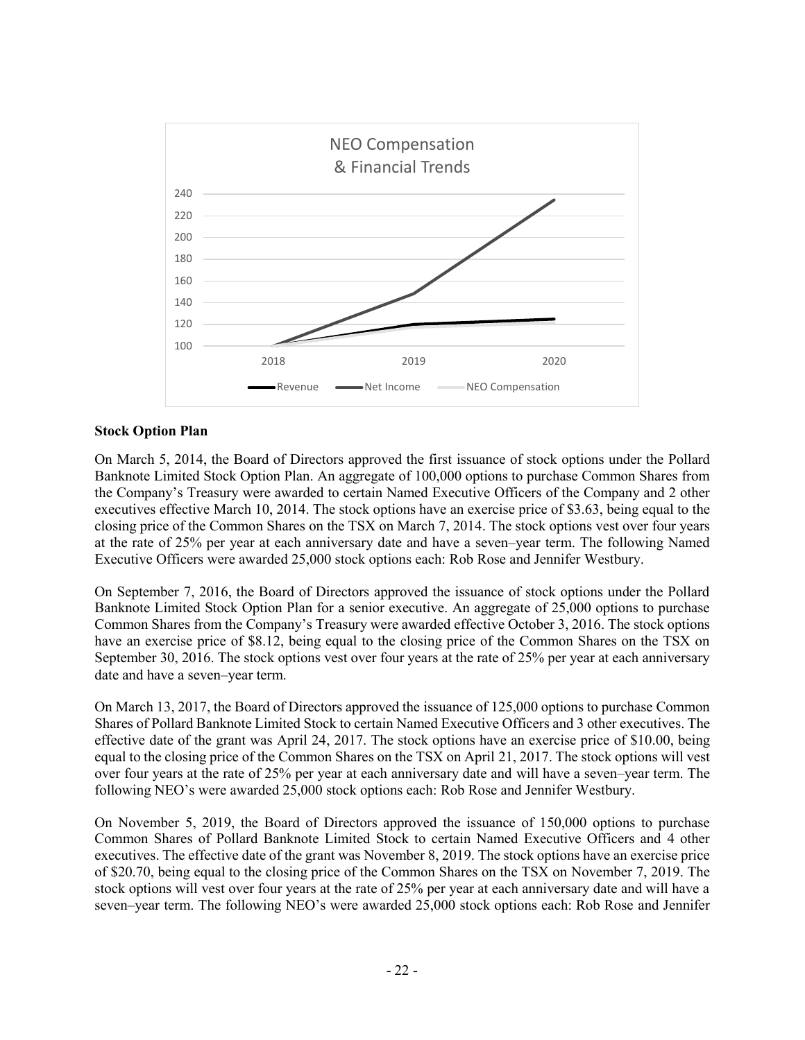## Stock Option Plan

On March 5, 2014, the Board of Directors approved the first issuance of stock options under the Pollard Banknote Limited Stock Option Plan. An aggregate of 100,000 options to purchase Common Shares from the Company's Treasury were awarded to certain Named Executive Officers of the Company and 2 other executives effective March 10, 2014. The stock options have an exercise price of \$3.63, being equal to the closing price of the Common Shares on the TSX on March 7, 2014. The stock options vest over four years at the rate of 25% per year at each anniversary date and have a seven–year term. The following Named Executive Officers were awarded 25,000 stock options each: Rob Rose and Jennifer Westbury.

On September 7, 2016, the Board of Directors approved the issuance of stock options under the Pollard Banknote Limited Stock Option Plan for a senior executive. An aggregate of 25,000 options to purchase Common Shares from the Company's Treasury were awarded effective October 3, 2016. The stock options have an exercise price of \$8.12, being equal to the closing price of the Common Shares on the TSX on September 30, 2016. The stock options vest over four years at the rate of 25% per year at each anniversary date and have a seven–year term.

On March 13, 2017, the Board of Directors approved the issuance of 125,000 options to purchase Common Shares of Pollard Banknote Limited Stock to certain Named Executive Officers and 3 other executives. The effective date of the grant was April 24, 2017. The stock options have an exercise price of \$10.00, being equal to the closing price of the Common Shares on the TSX on April 21, 2017. The stock options will vest over four years at the rate of 25% per year at each anniversary date and will have a seven–year term. The following NEO's were awarded 25,000 stock options each: Rob Rose and Jennifer Westbury.

On November 5, 2019, the Board of Directors approved the issuance of 150,000 options to purchase Common Shares of Pollard Banknote Limited Stock to certain Named Executive Officers and 4 other executives. The effective date of the grant was November 8, 2019. The stock options have an exercise price of \$20.70, being equal to the closing price of the Common Shares on the TSX on November 7, 2019. The stock options will vest over four years at the rate of 25% per year at each anniversary date and will have a seven–year term. The following NEO's were awarded 25,000 stock options each: Rob Rose and Jennifer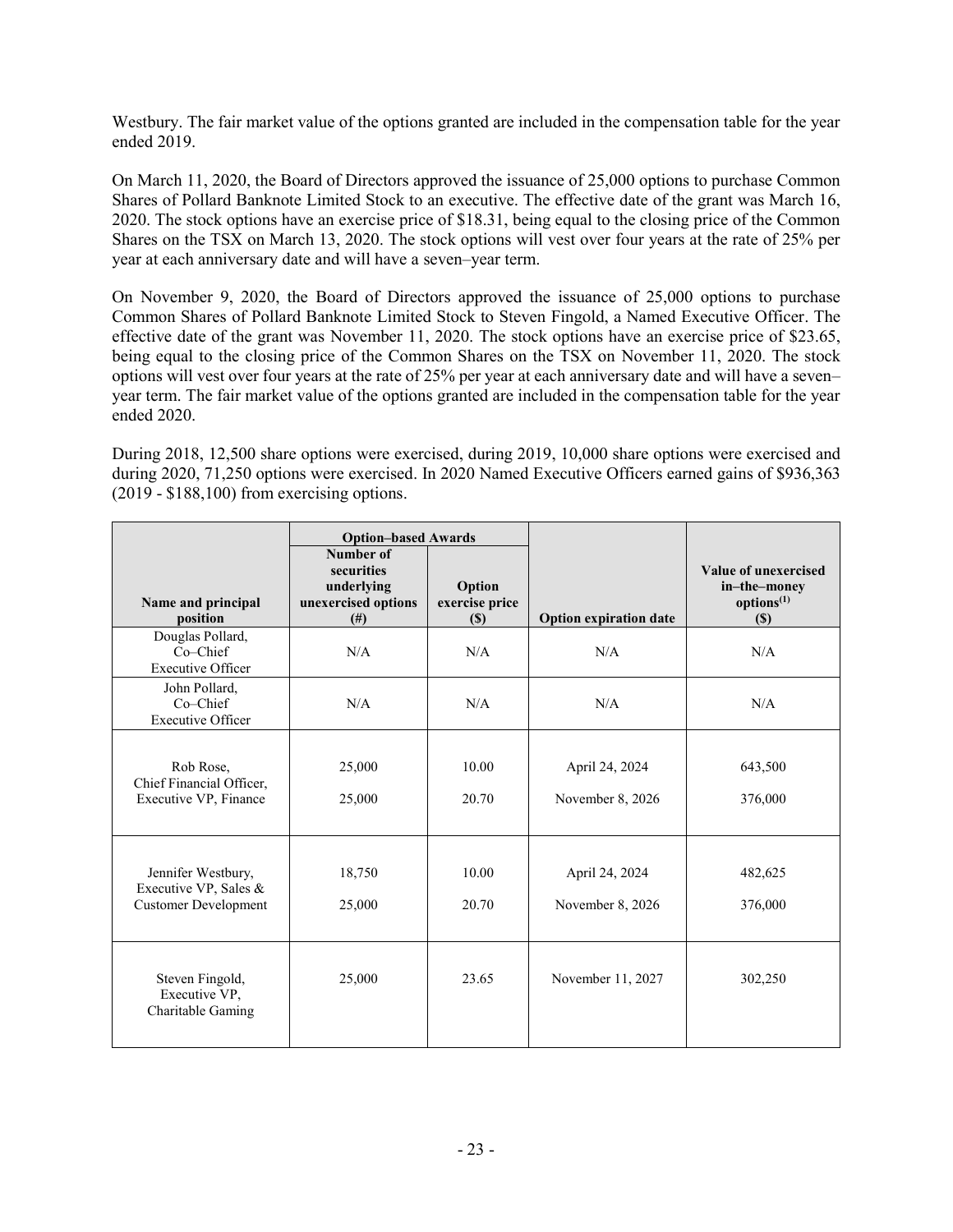Westbury. The fair market value of the options granted are included in the compensation table for the year ended 2019.

On March 11, 2020, the Board of Directors approved the issuance of 25,000 options to purchase Common Shares of Pollard Banknote Limited Stock to an executive. The effective date of the grant was March 16, 2020. The stock options have an exercise price of $18.31, being equal to the closing price of the Common Shares on the TSX on March 13, 2020. The stock options will vest over four years at the rate of 25% per year at each anniversary date and will have a seven–year term.

On November 9, 2020, the Board of Directors approved the issuance of 25,000 options to purchase Common Shares of Pollard Banknote Limited Stock to Steven Fingold, a Named Executive Officer. The effective date of the grant was November 11, 2020. The stock options have an exercise price of $23.65, being equal to the closing price of the Common Shares on the TSX on November 11, 2020. The stock options will vest over four years at the rate of 25% per year at each anniversary date and will have a seven–year term. The fair market value of the options granted are included in the compensation table for the year ended 2020.

During 2018, 12,500 share options were exercised, during 2019, 10,000 share options were exercised and during 2020, 71,250 options were exercised. In 2020 Named Executive Officers earned gains of $936,363 (2019 - $188,100) from exercising options.

| Name and principal position | Option–based Awards | | Option expiration date | Value of unexercised in–the–money options[(1)] ($) |
|---|---|---|---|---|
| | Number of securities underlying unexercised options (#) | Option exercise price ($) | | |
| Douglas Pollard, Co–Chief Executive Officer | N/A | N/A | N/A | N/A |
| John Pollard, Co–Chief Executive Officer | N/A | N/A | N/A | N/A |
| Rob Rose, Chief Financial Officer, Executive VP, Finance | 25,000<br>25,000 | 10.00<br>20.70 | April 24, 2024<br>November 8, 2026 | 643,500<br>376,000 |
| Jennifer Westbury, Executive VP, Sales & Customer Development | 18,750<br>25,000 | 10.00<br>20.70 | April 24, 2024<br>November 8, 2026 | 482,625<br>376,000 |
| Steven Fingold, Executive VP, Charitable Gaming | 25,000 | 23.65 | November 11, 2027 | 302,250 |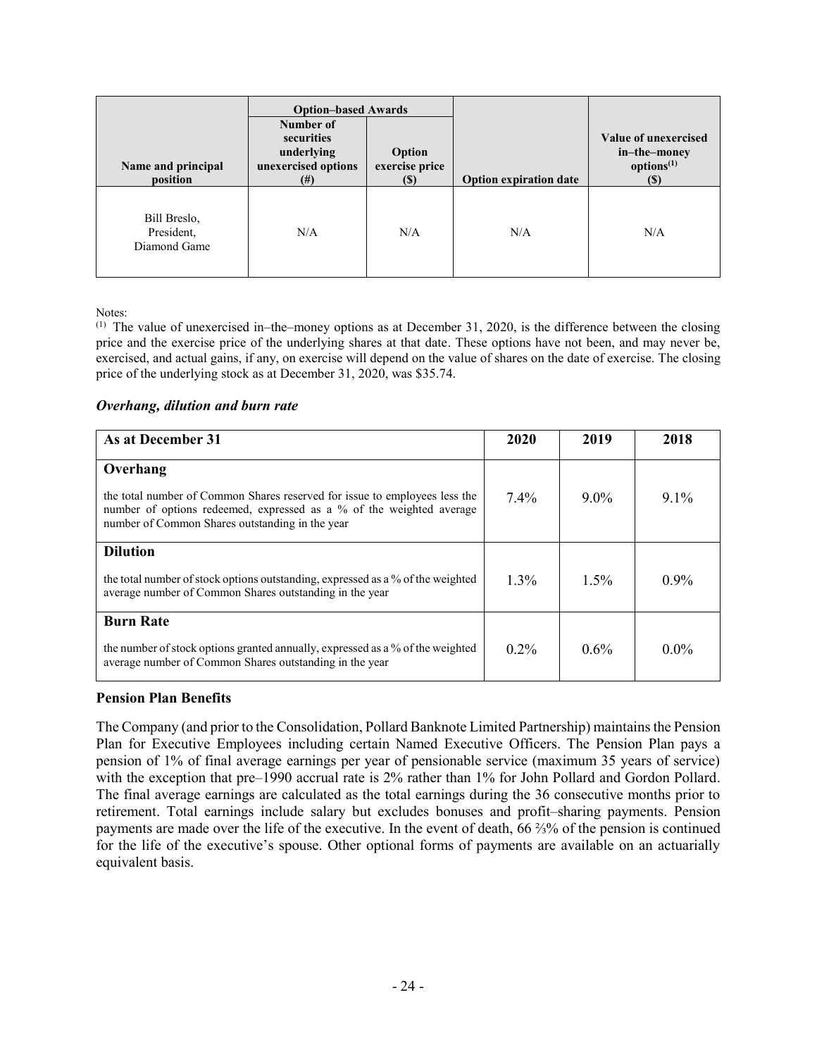| Name and principal position | Option–based Awards | | Option expiration date | Value of unexercised in–the–money options[(1)] ($) |
|---|---|---|---|---|
| | Number of securities underlying unexercised options (#) | Option exercise price ($) | | |
| Bill Breslo, President, Diamond Game | N/A | N/A | N/A | N/A |

Notes:

(1) The value of unexercised in–the–money options as at December 31, 2020, is the difference between the closing price and the exercise price of the underlying shares at that date. These options have not been, and may never be, exercised, and actual gains, if any, on exercise will depend on the value of shares on the date of exercise. The closing price of the underlying stock as at December 31, 2020, was $35.74.

### *Overhang, dilution and burn rate*

| As at December 31 | 2020 | 2019 | 2018 |
|---|---|---|---|
| **Overhang**<br>the total number of Common Shares reserved for issue to employees less the number of options redeemed, expressed as a % of the weighted average number of Common Shares outstanding in the year | 7.4% | 9.0% | 9.1% |
| **Dilution**<br>the total number of stock options outstanding, expressed as a % of the weighted average number of Common Shares outstanding in the year | 1.3% | 1.5% | 0.9% |
| **Burn Rate**<br>the number of stock options granted annually, expressed as a % of the weighted average number of Common Shares outstanding in the year | 0.2% | 0.6% | 0.0% |

### Pension Plan Benefits

The Company (and prior to the Consolidation, Pollard Banknote Limited Partnership) maintains the Pension Plan for Executive Employees including certain Named Executive Officers. The Pension Plan pays a pension of 1% of final average earnings per year of pensionable service (maximum 35 years of service) with the exception that pre–1990 accrual rate is 2% rather than 1% for John Pollard and Gordon Pollard. The final average earnings are calculated as the total earnings during the 36 consecutive months prior to retirement. Total earnings include salary but excludes bonuses and profit–sharing payments. Pension payments are made over the life of the executive. In the event of death, 66 ⅔% of the pension is continued for the life of the executive's spouse. Other optional forms of payments are available on an actuarially equivalent basis.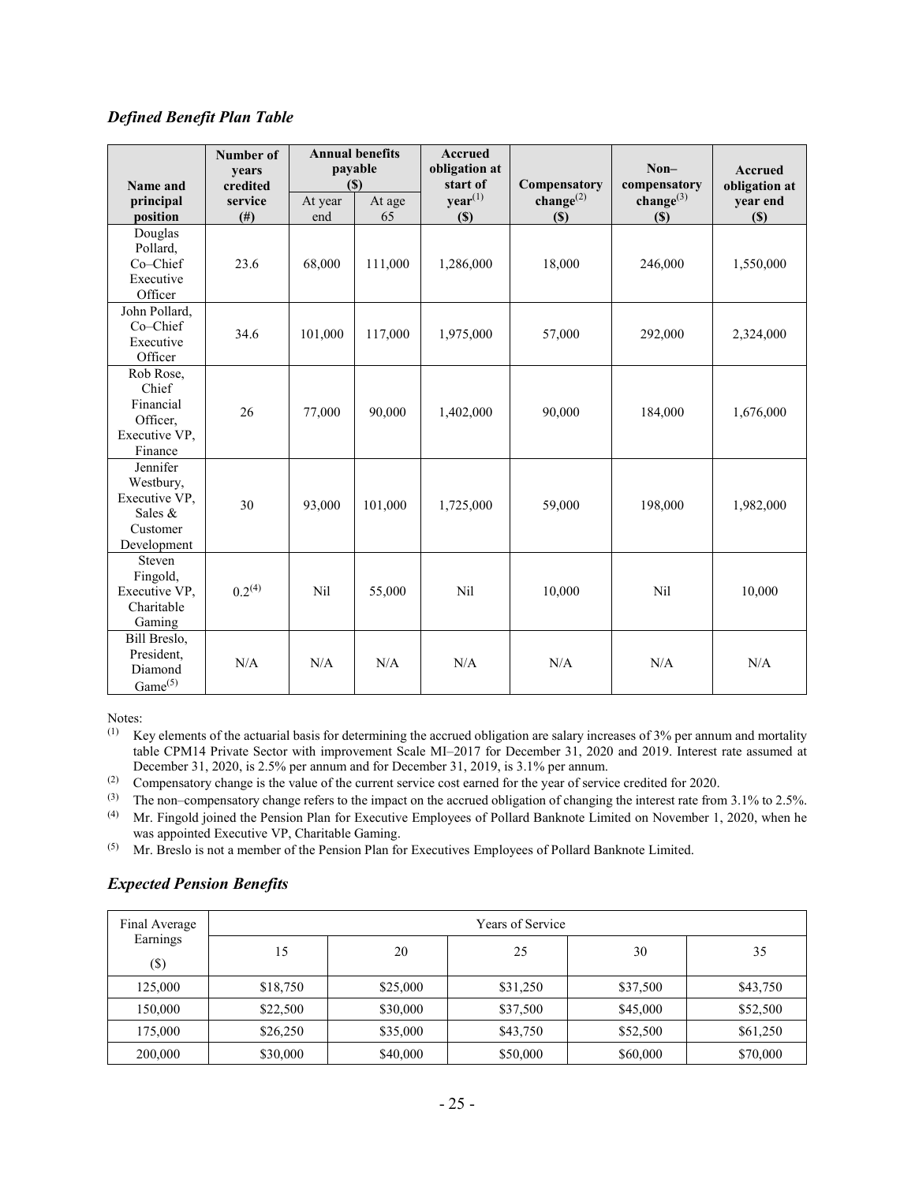### *Defined Benefit Plan Table*

| Name and principal position | Number of years credited service (#) | Annual benefits payable ($) | | Accrued obligation at start of year[(1)] ($) | Compensatory change[(2)] ($) | Non–compensatory change[(3)] ($) | Accrued obligation at year end ($) |
|---|---|---|---|---|---|---|---|
| | | At year end | At age 65 | | | | |
| Douglas Pollard, Co–Chief Executive Officer | 23.6 | 68,000 | 111,000 | 1,286,000 | 18,000 | 246,000 | 1,550,000 |
| John Pollard, Co–Chief Executive Officer | 34.6 | 101,000 | 117,000 | 1,975,000 | 57,000 | 292,000 | 2,324,000 |
| Rob Rose, Chief Financial Officer, Executive VP, Finance | 26 | 77,000 | 90,000 | 1,402,000 | 90,000 | 184,000 | 1,676,000 |
| Jennifer Westbury, Executive VP, Sales & Customer Development | 30 | 93,000 | 101,000 | 1,725,000 | 59,000 | 198,000 | 1,982,000 |
| Steven Fingold, Executive VP, Charitable Gaming | 0.2[(4)] | Nil | 55,000 | Nil | 10,000 | Nil | 10,000 |
| Bill Breslo, President, Diamond Game[(5)] | N/A | N/A | N/A | N/A | N/A | N/A | N/A |

Notes:

(1) Key elements of the actuarial basis for determining the accrued obligation are salary increases of 3% per annum and mortality table CPM14 Private Sector with improvement Scale MI–2017 for December 31, 2020 and 2019. Interest rate assumed at December 31, 2020, is 2.5% per annum and for December 31, 2019, is 3.1% per annum.

(2) Compensatory change is the value of the current service cost earned for the year of service credited for 2020.

(3) The non–compensatory change refers to the impact on the accrued obligation of changing the interest rate from 3.1% to 2.5%.

(4) Mr. Fingold joined the Pension Plan for Executive Employees of Pollard Banknote Limited on November 1, 2020, when he was appointed Executive VP, Charitable Gaming.

(5) Mr. Breslo is not a member of the Pension Plan for Executives Employees of Pollard Banknote Limited.

### *Expected Pension Benefits*

| Final Average Earnings ($) | Years of Service | | | | |
|---|---|---|---|---|---|
| | 15 | 20 | 25 | 30 | 35 |
| 125,000 | $18,750 | $25,000 | $31,250 | $37,500 | $43,750 |
| 150,000 | $22,500 | $30,000 | $37,500 | $45,000 | $52,500 |
| 175,000 | $26,250 | $35,000 | $43,750 | $52,500 | $61,250 |
| 200,000 | $30,000 | $40,000 | $50,000 | $60,000 | $70,000 |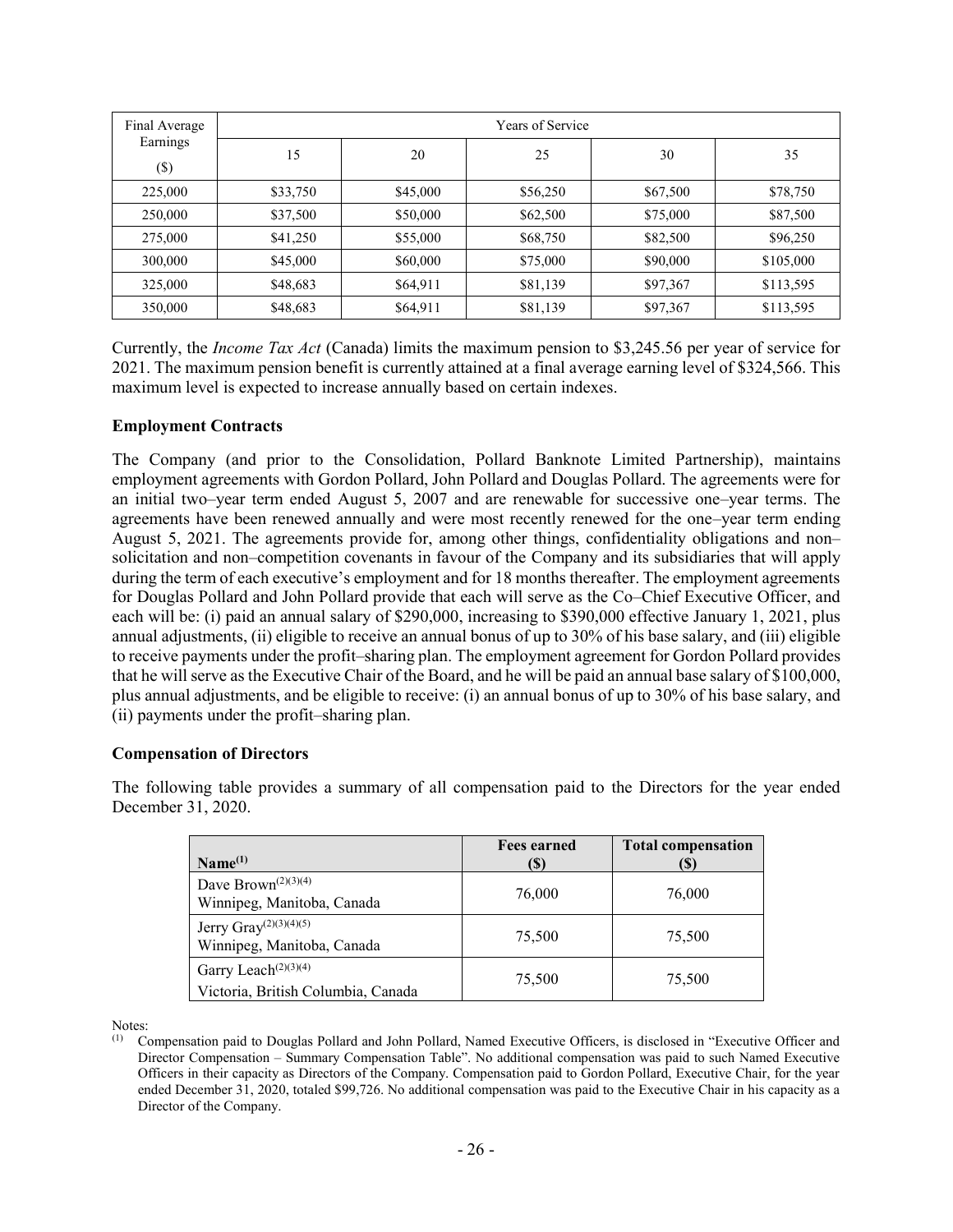| Final Average Earnings ($) | Years of Service | | | | |
|---|---|---|---|---|---|
| | 15 | 20 | 25 | 30 | 35 |
| 225,000 | $33,750 | $45,000 | $56,250 | $67,500 | $78,750 |
| 250,000 | $37,500 | $50,000 | $62,500 | $75,000 | $87,500 |
| 275,000 | $41,250 | $55,000 | $68,750 | $82,500 | $96,250 |
| 300,000 | $45,000 | $60,000 | $75,000 | $90,000 | $105,000 |
| 325,000 | $48,683 | $64,911 | $81,139 | $97,367 | $113,595 |
| 350,000 | $48,683 | $64,911 | $81,139 | $97,367 | $113,595 |

Currently, the *Income Tax Act* (Canada) limits the maximum pension to $3,245.56 per year of service for 2021. The maximum pension benefit is currently attained at a final average earning level of $324,566. This maximum level is expected to increase annually based on certain indexes.

### Employment Contracts

The Company (and prior to the Consolidation, Pollard Banknote Limited Partnership), maintains employment agreements with Gordon Pollard, John Pollard and Douglas Pollard. The agreements were for an initial two–year term ended August 5, 2007 and are renewable for successive one–year terms. The agreements have been renewed annually and were most recently renewed for the one–year term ending August 5, 2021. The agreements provide for, among other things, confidentiality obligations and non–solicitation and non–competition covenants in favour of the Company and its subsidiaries that will apply during the term of each executive's employment and for 18 months thereafter. The employment agreements for Douglas Pollard and John Pollard provide that each will serve as the Co–Chief Executive Officer, and each will be: (i) paid an annual salary of $290,000, increasing to $390,000 effective January 1, 2021, plus annual adjustments, (ii) eligible to receive an annual bonus of up to 30% of his base salary, and (iii) eligible to receive payments under the profit–sharing plan. The employment agreement for Gordon Pollard provides that he will serve as the Executive Chair of the Board, and he will be paid an annual base salary of $100,000, plus annual adjustments, and be eligible to receive: (i) an annual bonus of up to 30% of his base salary, and (ii) payments under the profit–sharing plan.

### Compensation of Directors

The following table provides a summary of all compensation paid to the Directors for the year ended December 31, 2020.

| Name[(1)] | Fees earned ($) | Total compensation ($) |
|---|---|---|
| Dave Brown[(2)(3)(4)] Winnipeg, Manitoba, Canada | 76,000 | 76,000 |
| Jerry Gray[(2)(3)(4)(5)] Winnipeg, Manitoba, Canada | 75,500 | 75,500 |
| Garry Leach[(2)(3)(4)] Victoria, British Columbia, Canada | 75,500 | 75,500 |

Notes:

(1) Compensation paid to Douglas Pollard and John Pollard, Named Executive Officers, is disclosed in "Executive Officer and Director Compensation – Summary Compensation Table". No additional compensation was paid to such Named Executive Officers in their capacity as Directors of the Company. Compensation paid to Gordon Pollard, Executive Chair, for the year ended December 31, 2020, totaled $99,726. No additional compensation was paid to the Executive Chair in his capacity as a Director of the Company.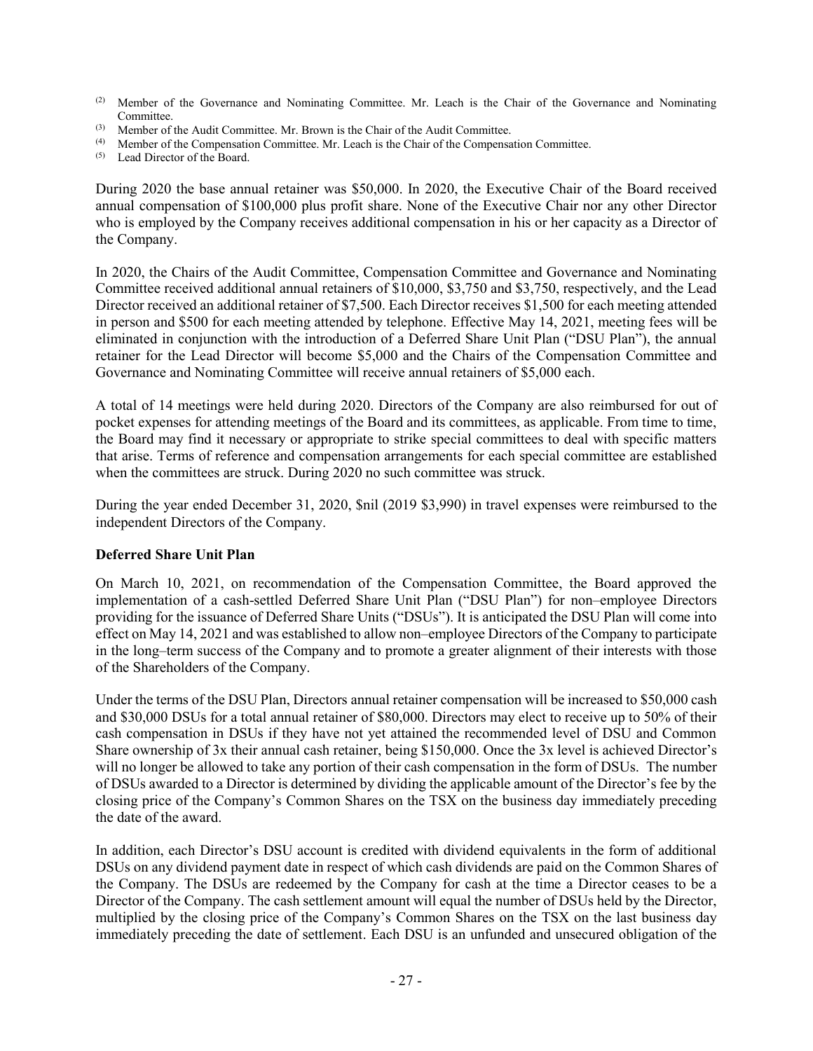(2) Member of the Governance and Nominating Committee. Mr. Leach is the Chair of the Governance and Nominating Committee.

(3) Member of the Audit Committee. Mr. Brown is the Chair of the Audit Committee.

(4) Member of the Compensation Committee. Mr. Leach is the Chair of the Compensation Committee.

(5) Lead Director of the Board.

During 2020 the base annual retainer was $50,000. In 2020, the Executive Chair of the Board received annual compensation of $100,000 plus profit share. None of the Executive Chair nor any other Director who is employed by the Company receives additional compensation in his or her capacity as a Director of the Company.

In 2020, the Chairs of the Audit Committee, Compensation Committee and Governance and Nominating Committee received additional annual retainers of $10,000, $3,750 and $3,750, respectively, and the Lead Director received an additional retainer of $7,500. Each Director receives $1,500 for each meeting attended in person and $500 for each meeting attended by telephone. Effective May 14, 2021, meeting fees will be eliminated in conjunction with the introduction of a Deferred Share Unit Plan ("DSU Plan"), the annual retainer for the Lead Director will become $5,000 and the Chairs of the Compensation Committee and Governance and Nominating Committee will receive annual retainers of $5,000 each.

A total of 14 meetings were held during 2020. Directors of the Company are also reimbursed for out of pocket expenses for attending meetings of the Board and its committees, as applicable. From time to time, the Board may find it necessary or appropriate to strike special committees to deal with specific matters that arise. Terms of reference and compensation arrangements for each special committee are established when the committees are struck. During 2020 no such committee was struck.

During the year ended December 31, 2020, $nil (2019 $3,990) in travel expenses were reimbursed to the independent Directors of the Company.

### Deferred Share Unit Plan

On March 10, 2021, on recommendation of the Compensation Committee, the Board approved the implementation of a cash-settled Deferred Share Unit Plan ("DSU Plan") for non–employee Directors providing for the issuance of Deferred Share Units ("DSUs"). It is anticipated the DSU Plan will come into effect on May 14, 2021 and was established to allow non–employee Directors of the Company to participate in the long–term success of the Company and to promote a greater alignment of their interests with those of the Shareholders of the Company.

Under the terms of the DSU Plan, Directors annual retainer compensation will be increased to $50,000 cash and $30,000 DSUs for a total annual retainer of $80,000. Directors may elect to receive up to 50% of their cash compensation in DSUs if they have not yet attained the recommended level of DSU and Common Share ownership of 3x their annual cash retainer, being $150,000. Once the 3x level is achieved Director's will no longer be allowed to take any portion of their cash compensation in the form of DSUs. The number of DSUs awarded to a Director is determined by dividing the applicable amount of the Director's fee by the closing price of the Company's Common Shares on the TSX on the business day immediately preceding the date of the award.

In addition, each Director's DSU account is credited with dividend equivalents in the form of additional DSUs on any dividend payment date in respect of which cash dividends are paid on the Common Shares of the Company. The DSUs are redeemed by the Company for cash at the time a Director ceases to be a Director of the Company. The cash settlement amount will equal the number of DSUs held by the Director, multiplied by the closing price of the Company's Common Shares on the TSX on the last business day immediately preceding the date of settlement. Each DSU is an unfunded and unsecured obligation of the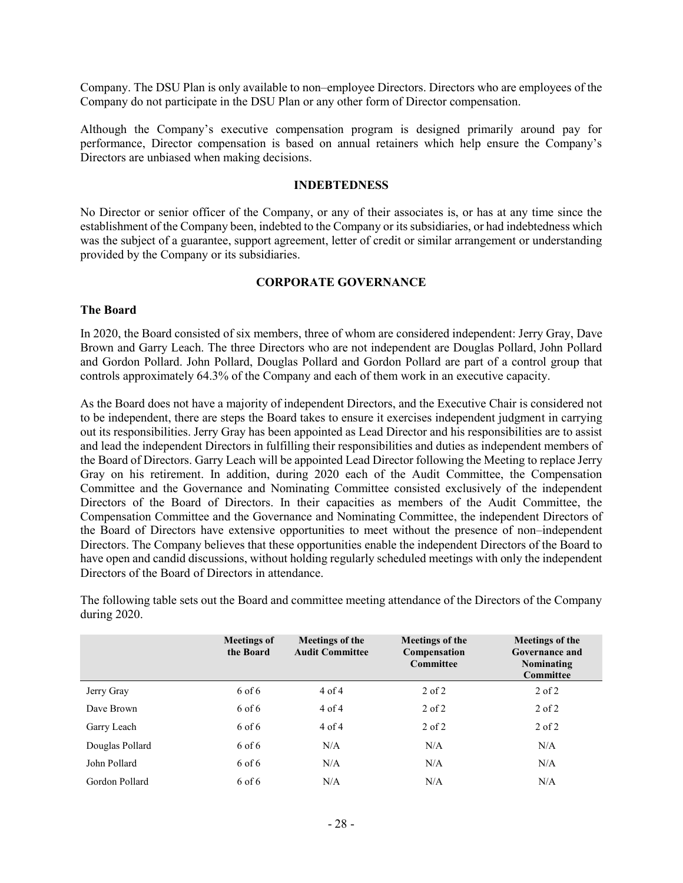Company. The DSU Plan is only available to non–employee Directors. Directors who are employees of the Company do not participate in the DSU Plan or any other form of Director compensation.

Although the Company's executive compensation program is designed primarily around pay for performance, Director compensation is based on annual retainers which help ensure the Company's Directors are unbiased when making decisions.

## INDEBTEDNESS

No Director or senior officer of the Company, or any of their associates is, or has at any time since the establishment of the Company been, indebted to the Company or its subsidiaries, or had indebtedness which was the subject of a guarantee, support agreement, letter of credit or similar arrangement or understanding provided by the Company or its subsidiaries.

## CORPORATE GOVERNANCE

### The Board

In 2020, the Board consisted of six members, three of whom are considered independent: Jerry Gray, Dave Brown and Garry Leach. The three Directors who are not independent are Douglas Pollard, John Pollard and Gordon Pollard. John Pollard, Douglas Pollard and Gordon Pollard are part of a control group that controls approximately 64.3% of the Company and each of them work in an executive capacity.

As the Board does not have a majority of independent Directors, and the Executive Chair is considered not to be independent, there are steps the Board takes to ensure it exercises independent judgment in carrying out its responsibilities. Jerry Gray has been appointed as Lead Director and his responsibilities are to assist and lead the independent Directors in fulfilling their responsibilities and duties as independent members of the Board of Directors. Garry Leach will be appointed Lead Director following the Meeting to replace Jerry Gray on his retirement. In addition, during 2020 each of the Audit Committee, the Compensation Committee and the Governance and Nominating Committee consisted exclusively of the independent Directors of the Board of Directors. In their capacities as members of the Audit Committee, the Compensation Committee and the Governance and Nominating Committee, the independent Directors of the Board of Directors have extensive opportunities to meet without the presence of non–independent Directors. The Company believes that these opportunities enable the independent Directors of the Board to have open and candid discussions, without holding regularly scheduled meetings with only the independent Directors of the Board of Directors in attendance.

The following table sets out the Board and committee meeting attendance of the Directors of the Company during 2020.

| | Meetings of the Board | Meetings of the Audit Committee | Meetings of the Compensation Committee | Meetings of the Governance and Nominating Committee |
|---|---|---|---|---|
| Jerry Gray | 6 of 6 | 4 of 4 | 2 of 2 | 2 of 2 |
| Dave Brown | 6 of 6 | 4 of 4 | 2 of 2 | 2 of 2 |
| Garry Leach | 6 of 6 | 4 of 4 | 2 of 2 | 2 of 2 |
| Douglas Pollard | 6 of 6 | N/A | N/A | N/A |
| John Pollard | 6 of 6 | N/A | N/A | N/A |
| Gordon Pollard | 6 of 6 | N/A | N/A | N/A |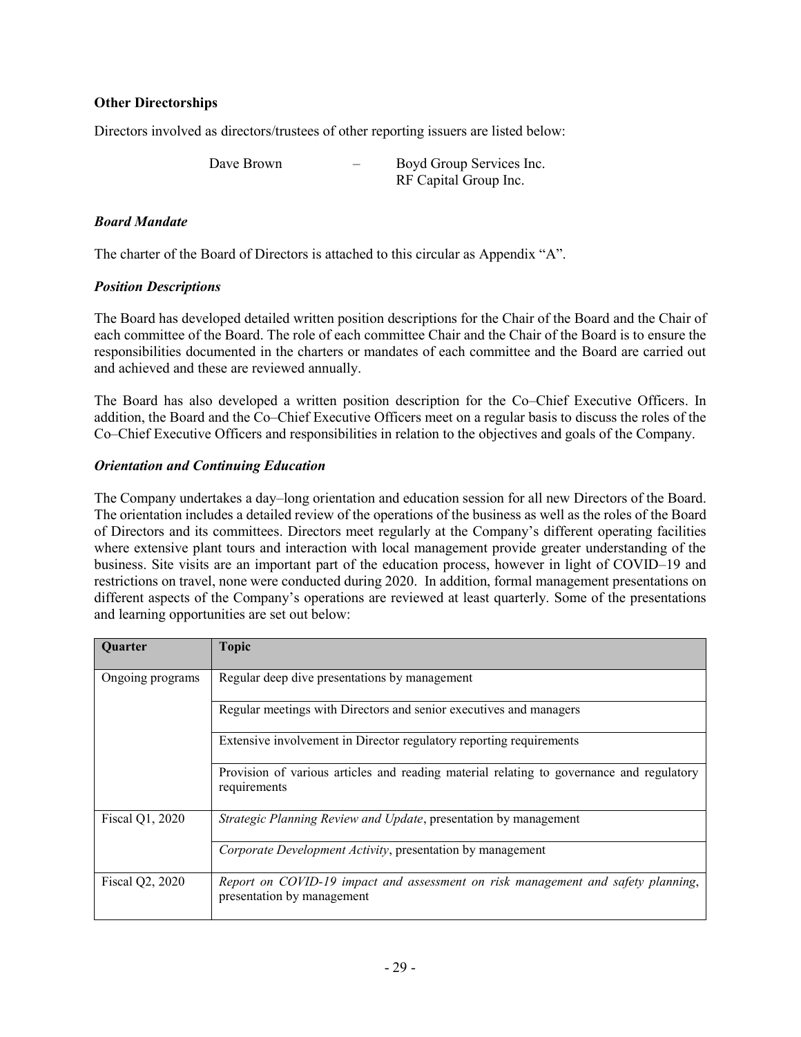**Other Directorships**

Directors involved as directors/trustees of other reporting issuers are listed below:

Dave Brown – Boyd Group Services Inc.
RF Capital Group Inc.

***Board Mandate***

The charter of the Board of Directors is attached to this circular as Appendix "A".

***Position Descriptions***

The Board has developed detailed written position descriptions for the Chair of the Board and the Chair of each committee of the Board. The role of each committee Chair and the Chair of the Board is to ensure the responsibilities documented in the charters or mandates of each committee and the Board are carried out and achieved and these are reviewed annually.

The Board has also developed a written position description for the Co–Chief Executive Officers. In addition, the Board and the Co–Chief Executive Officers meet on a regular basis to discuss the roles of the Co–Chief Executive Officers and responsibilities in relation to the objectives and goals of the Company.

***Orientation and Continuing Education***

The Company undertakes a day–long orientation and education session for all new Directors of the Board. The orientation includes a detailed review of the operations of the business as well as the roles of the Board of Directors and its committees. Directors meet regularly at the Company's different operating facilities where extensive plant tours and interaction with local management provide greater understanding of the business. Site visits are an important part of the education process, however in light of COVID–19 and restrictions on travel, none were conducted during 2020. In addition, formal management presentations on different aspects of the Company's operations are reviewed at least quarterly. Some of the presentations and learning opportunities are set out below:

| Quarter | Topic |
|---|---|
| Ongoing programs | Regular deep dive presentations by management |
| | Regular meetings with Directors and senior executives and managers |
| | Extensive involvement in Director regulatory reporting requirements |
| | Provision of various articles and reading material relating to governance and regulatory requirements |
| Fiscal Q1, 2020 | *Strategic Planning Review and Update*, presentation by management |
| | *Corporate Development Activity*, presentation by management |
| Fiscal Q2, 2020 | *Report on COVID-19 impact and assessment on risk management and safety planning*, presentation by management |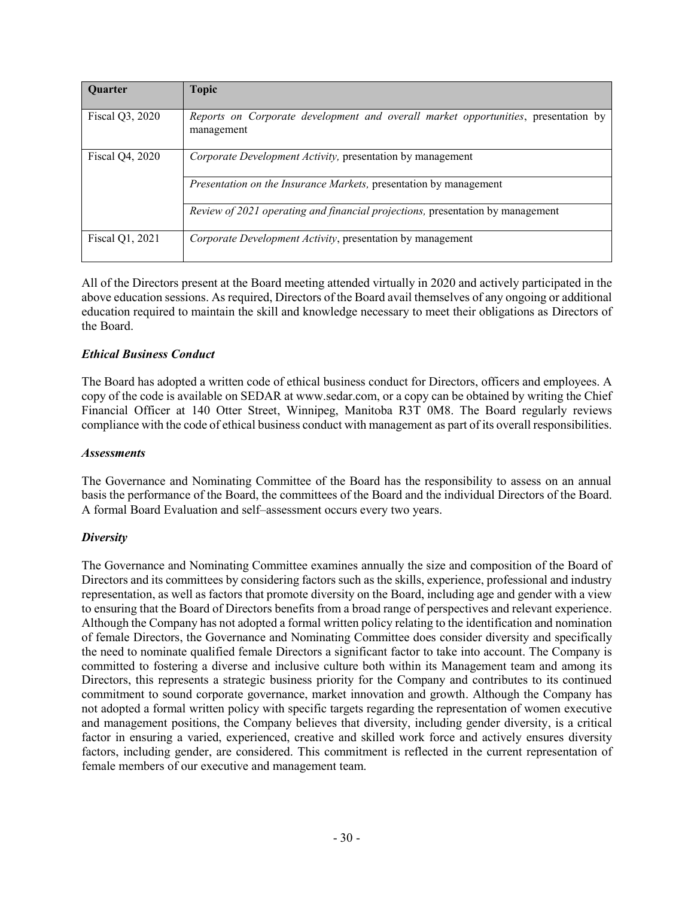| Quarter | Topic |
|---|---|
| Fiscal Q3, 2020 | *Reports on Corporate development and overall market opportunities*, presentation by management |
| Fiscal Q4, 2020 | *Corporate Development Activity,* presentation by management |
| | *Presentation on the Insurance Markets,* presentation by management |
| | *Review of 2021 operating and financial projections,* presentation by management |
| Fiscal Q1, 2021 | *Corporate Development Activity*, presentation by management |

All of the Directors present at the Board meeting attended virtually in 2020 and actively participated in the above education sessions. As required, Directors of the Board avail themselves of any ongoing or additional education required to maintain the skill and knowledge necessary to meet their obligations as Directors of the Board.

### *Ethical Business Conduct*

The Board has adopted a written code of ethical business conduct for Directors, officers and employees. A copy of the code is available on SEDAR at www.sedar.com, or a copy can be obtained by writing the Chief Financial Officer at 140 Otter Street, Winnipeg, Manitoba R3T 0M8. The Board regularly reviews compliance with the code of ethical business conduct with management as part of its overall responsibilities.

### *Assessments*

The Governance and Nominating Committee of the Board has the responsibility to assess on an annual basis the performance of the Board, the committees of the Board and the individual Directors of the Board. A formal Board Evaluation and self–assessment occurs every two years.

### *Diversity*

The Governance and Nominating Committee examines annually the size and composition of the Board of Directors and its committees by considering factors such as the skills, experience, professional and industry representation, as well as factors that promote diversity on the Board, including age and gender with a view to ensuring that the Board of Directors benefits from a broad range of perspectives and relevant experience. Although the Company has not adopted a formal written policy relating to the identification and nomination of female Directors, the Governance and Nominating Committee does consider diversity and specifically the need to nominate qualified female Directors a significant factor to take into account. The Company is committed to fostering a diverse and inclusive culture both within its Management team and among its Directors, this represents a strategic business priority for the Company and contributes to its continued commitment to sound corporate governance, market innovation and growth. Although the Company has not adopted a formal written policy with specific targets regarding the representation of women executive and management positions, the Company believes that diversity, including gender diversity, is a critical factor in ensuring a varied, experienced, creative and skilled work force and actively ensures diversity factors, including gender, are considered. This commitment is reflected in the current representation of female members of our executive and management team.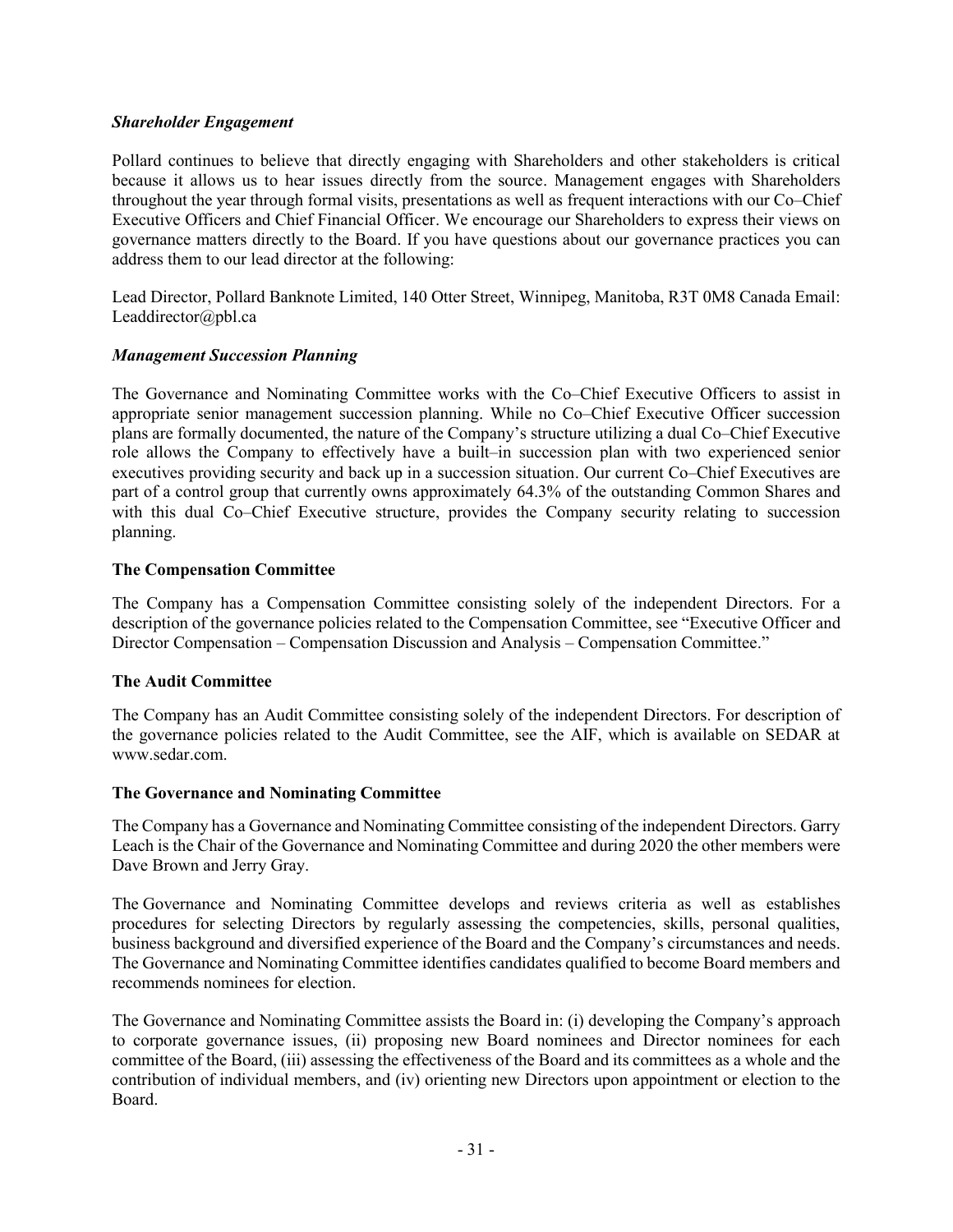### *Shareholder Engagement*

Pollard continues to believe that directly engaging with Shareholders and other stakeholders is critical because it allows us to hear issues directly from the source. Management engages with Shareholders throughout the year through formal visits, presentations as well as frequent interactions with our Co–Chief Executive Officers and Chief Financial Officer. We encourage our Shareholders to express their views on governance matters directly to the Board. If you have questions about our governance practices you can address them to our lead director at the following:

Lead Director, Pollard Banknote Limited, 140 Otter Street, Winnipeg, Manitoba, R3T 0M8 Canada Email: Leaddirector@pbl.ca

### *Management Succession Planning*

The Governance and Nominating Committee works with the Co–Chief Executive Officers to assist in appropriate senior management succession planning. While no Co–Chief Executive Officer succession plans are formally documented, the nature of the Company's structure utilizing a dual Co–Chief Executive role allows the Company to effectively have a built–in succession plan with two experienced senior executives providing security and back up in a succession situation. Our current Co–Chief Executives are part of a control group that currently owns approximately 64.3% of the outstanding Common Shares and with this dual Co–Chief Executive structure, provides the Company security relating to succession planning.

## The Compensation Committee

The Company has a Compensation Committee consisting solely of the independent Directors. For a description of the governance policies related to the Compensation Committee, see "Executive Officer and Director Compensation – Compensation Discussion and Analysis – Compensation Committee."

## The Audit Committee

The Company has an Audit Committee consisting solely of the independent Directors. For description of the governance policies related to the Audit Committee, see the AIF, which is available on SEDAR at www.sedar.com.

## The Governance and Nominating Committee

The Company has a Governance and Nominating Committee consisting of the independent Directors. Garry Leach is the Chair of the Governance and Nominating Committee and during 2020 the other members were Dave Brown and Jerry Gray.

The Governance and Nominating Committee develops and reviews criteria as well as establishes procedures for selecting Directors by regularly assessing the competencies, skills, personal qualities, business background and diversified experience of the Board and the Company's circumstances and needs. The Governance and Nominating Committee identifies candidates qualified to become Board members and recommends nominees for election.

The Governance and Nominating Committee assists the Board in: (i) developing the Company's approach to corporate governance issues, (ii) proposing new Board nominees and Director nominees for each committee of the Board, (iii) assessing the effectiveness of the Board and its committees as a whole and the contribution of individual members, and (iv) orienting new Directors upon appointment or election to the Board.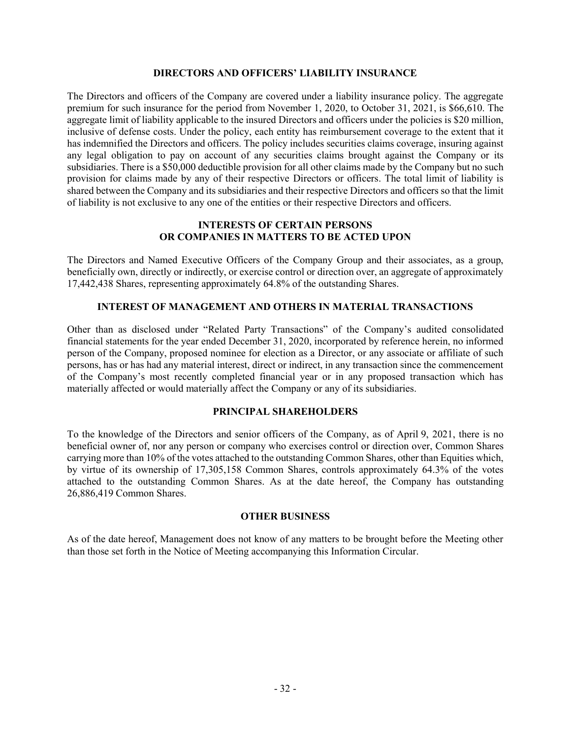## DIRECTORS AND OFFICERS' LIABILITY INSURANCE

The Directors and officers of the Company are covered under a liability insurance policy. The aggregate premium for such insurance for the period from November 1, 2020, to October 31, 2021, is $66,610. The aggregate limit of liability applicable to the insured Directors and officers under the policies is $20 million, inclusive of defense costs. Under the policy, each entity has reimbursement coverage to the extent that it has indemnified the Directors and officers. The policy includes securities claims coverage, insuring against any legal obligation to pay on account of any securities claims brought against the Company or its subsidiaries. There is a $50,000 deductible provision for all other claims made by the Company but no such provision for claims made by any of their respective Directors or officers. The total limit of liability is shared between the Company and its subsidiaries and their respective Directors and officers so that the limit of liability is not exclusive to any one of the entities or their respective Directors and officers.

## INTERESTS OF CERTAIN PERSONS OR COMPANIES IN MATTERS TO BE ACTED UPON

The Directors and Named Executive Officers of the Company Group and their associates, as a group, beneficially own, directly or indirectly, or exercise control or direction over, an aggregate of approximately 17,442,438 Shares, representing approximately 64.8% of the outstanding Shares.

## INTEREST OF MANAGEMENT AND OTHERS IN MATERIAL TRANSACTIONS

Other than as disclosed under "Related Party Transactions" of the Company's audited consolidated financial statements for the year ended December 31, 2020, incorporated by reference herein, no informed person of the Company, proposed nominee for election as a Director, or any associate or affiliate of such persons, has or has had any material interest, direct or indirect, in any transaction since the commencement of the Company's most recently completed financial year or in any proposed transaction which has materially affected or would materially affect the Company or any of its subsidiaries.

## PRINCIPAL SHAREHOLDERS

To the knowledge of the Directors and senior officers of the Company, as of April 9, 2021, there is no beneficial owner of, nor any person or company who exercises control or direction over, Common Shares carrying more than 10% of the votes attached to the outstanding Common Shares, other than Equities which, by virtue of its ownership of 17,305,158 Common Shares, controls approximately 64.3% of the votes attached to the outstanding Common Shares. As at the date hereof, the Company has outstanding 26,886,419 Common Shares.

## OTHER BUSINESS

As of the date hereof, Management does not know of any matters to be brought before the Meeting other than those set forth in the Notice of Meeting accompanying this Information Circular.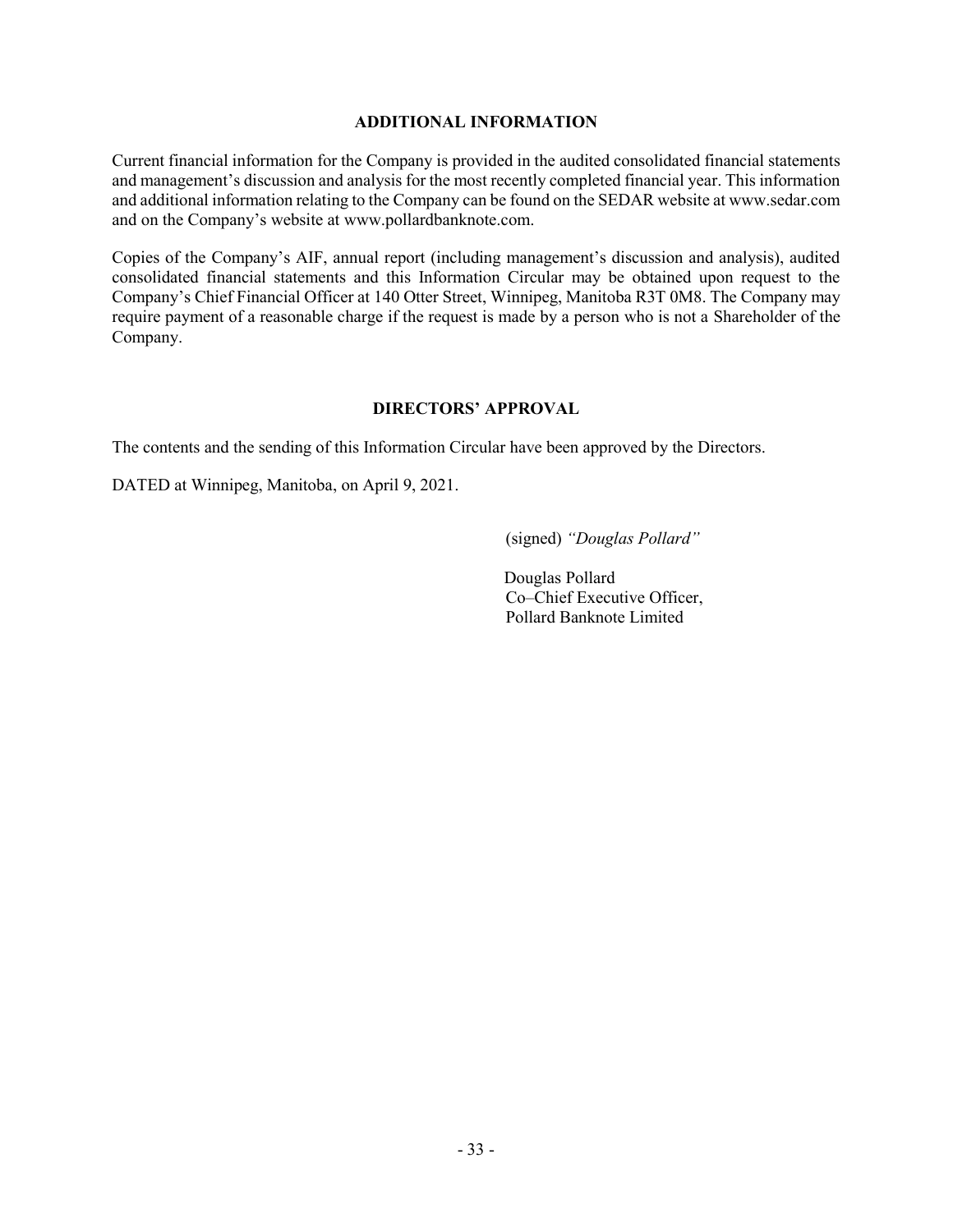## ADDITIONAL INFORMATION

Current financial information for the Company is provided in the audited consolidated financial statements and management's discussion and analysis for the most recently completed financial year. This information and additional information relating to the Company can be found on the SEDAR website at www.sedar.com and on the Company's website at www.pollardbanknote.com.

Copies of the Company's AIF, annual report (including management's discussion and analysis), audited consolidated financial statements and this Information Circular may be obtained upon request to the Company's Chief Financial Officer at 140 Otter Street, Winnipeg, Manitoba R3T 0M8. The Company may require payment of a reasonable charge if the request is made by a person who is not a Shareholder of the Company.

## DIRECTORS' APPROVAL

The contents and the sending of this Information Circular have been approved by the Directors.

DATED at Winnipeg, Manitoba, on April 9, 2021.

(signed) *"Douglas Pollard"*

Douglas Pollard
Co–Chief Executive Officer,
Pollard Banknote Limited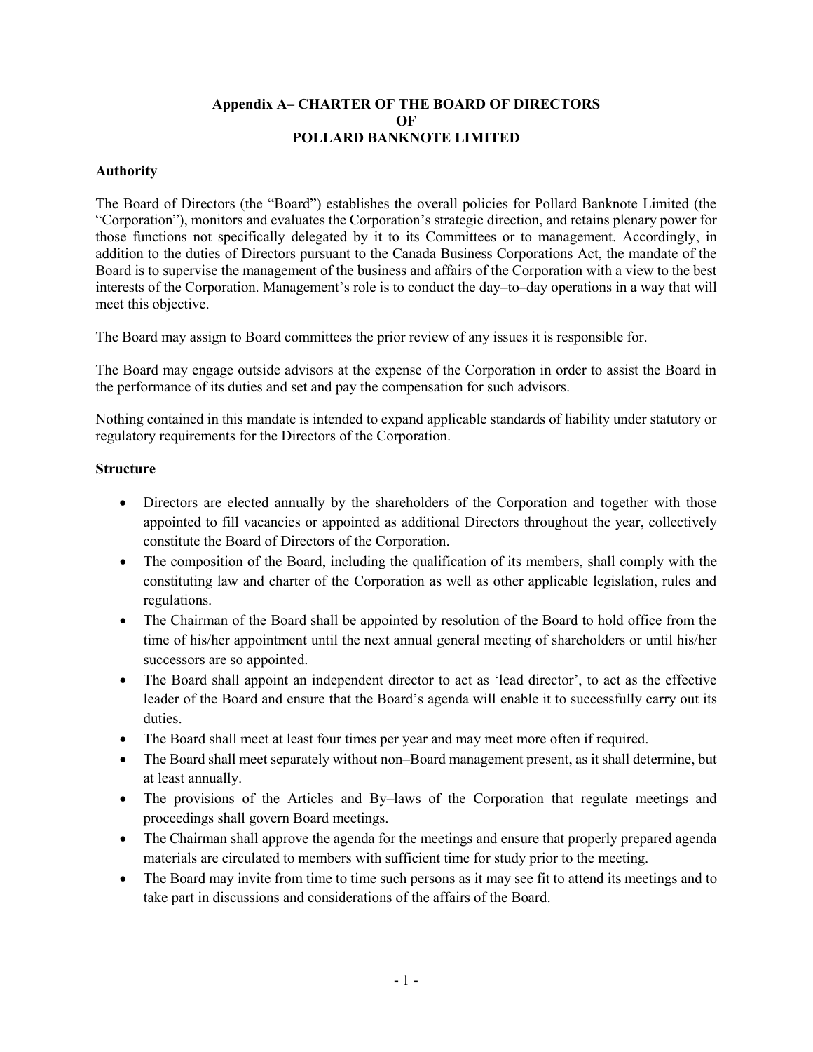# Appendix A– CHARTER OF THE BOARD OF DIRECTORS OF POLLARD BANKNOTE LIMITED

## Authority

The Board of Directors (the "Board") establishes the overall policies for Pollard Banknote Limited (the "Corporation"), monitors and evaluates the Corporation's strategic direction, and retains plenary power for those functions not specifically delegated by it to its Committees or to management. Accordingly, in addition to the duties of Directors pursuant to the Canada Business Corporations Act, the mandate of the Board is to supervise the management of the business and affairs of the Corporation with a view to the best interests of the Corporation. Management's role is to conduct the day–to–day operations in a way that will meet this objective.

The Board may assign to Board committees the prior review of any issues it is responsible for.

The Board may engage outside advisors at the expense of the Corporation in order to assist the Board in the performance of its duties and set and pay the compensation for such advisors.

Nothing contained in this mandate is intended to expand applicable standards of liability under statutory or regulatory requirements for the Directors of the Corporation.

## Structure

- Directors are elected annually by the shareholders of the Corporation and together with those appointed to fill vacancies or appointed as additional Directors throughout the year, collectively constitute the Board of Directors of the Corporation.
- The composition of the Board, including the qualification of its members, shall comply with the constituting law and charter of the Corporation as well as other applicable legislation, rules and regulations.
- The Chairman of the Board shall be appointed by resolution of the Board to hold office from the time of his/her appointment until the next annual general meeting of shareholders or until his/her successors are so appointed.
- The Board shall appoint an independent director to act as 'lead director', to act as the effective leader of the Board and ensure that the Board's agenda will enable it to successfully carry out its duties.
- The Board shall meet at least four times per year and may meet more often if required.
- The Board shall meet separately without non–Board management present, as it shall determine, but at least annually.
- The provisions of the Articles and By–laws of the Corporation that regulate meetings and proceedings shall govern Board meetings.
- The Chairman shall approve the agenda for the meetings and ensure that properly prepared agenda materials are circulated to members with sufficient time for study prior to the meeting.
- The Board may invite from time to time such persons as it may see fit to attend its meetings and to take part in discussions and considerations of the affairs of the Board.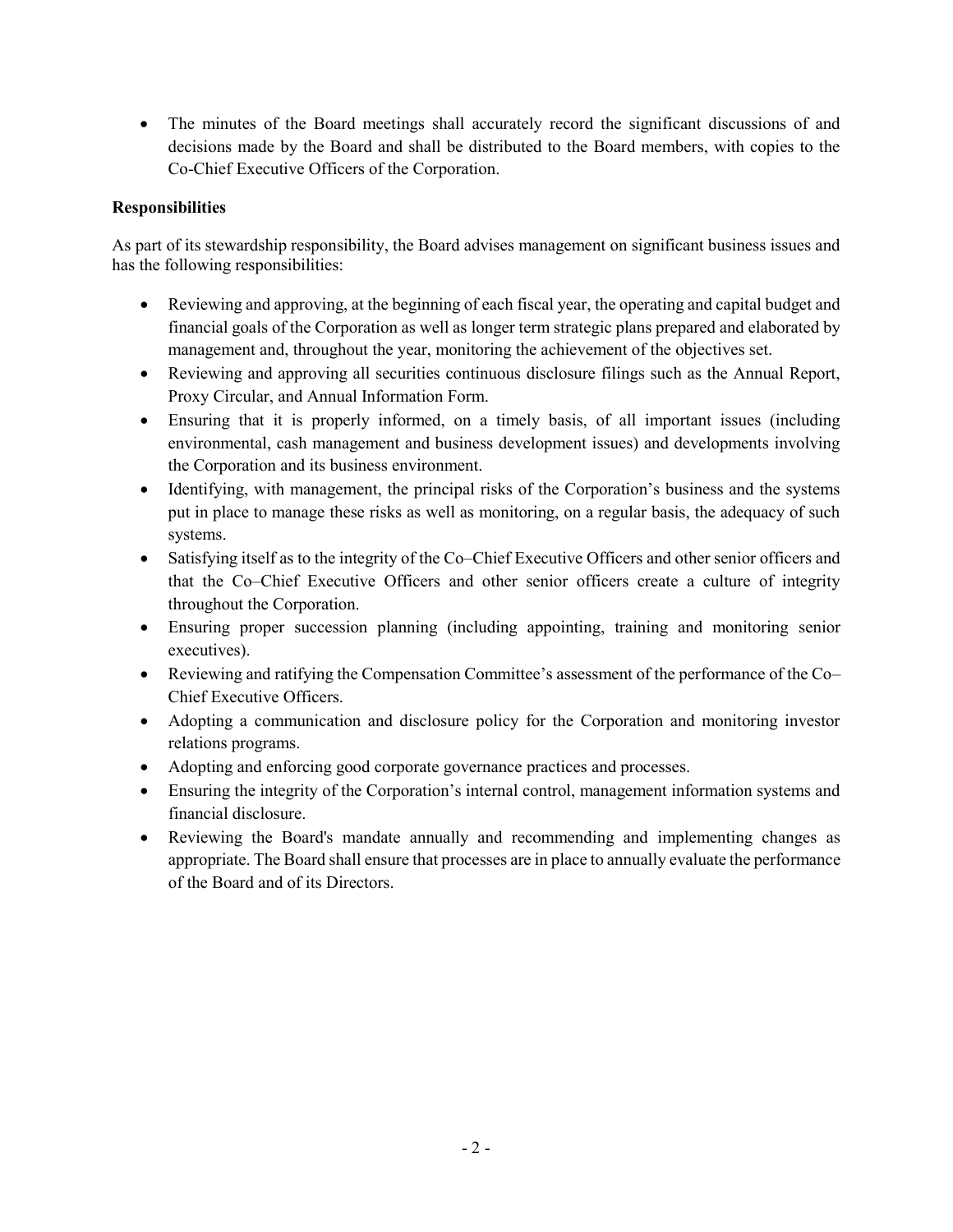- The minutes of the Board meetings shall accurately record the significant discussions of and decisions made by the Board and shall be distributed to the Board members, with copies to the Co-Chief Executive Officers of the Corporation.

**Responsibilities**

As part of its stewardship responsibility, the Board advises management on significant business issues and has the following responsibilities:

- Reviewing and approving, at the beginning of each fiscal year, the operating and capital budget and financial goals of the Corporation as well as longer term strategic plans prepared and elaborated by management and, throughout the year, monitoring the achievement of the objectives set.
- Reviewing and approving all securities continuous disclosure filings such as the Annual Report, Proxy Circular, and Annual Information Form.
- Ensuring that it is properly informed, on a timely basis, of all important issues (including environmental, cash management and business development issues) and developments involving the Corporation and its business environment.
- Identifying, with management, the principal risks of the Corporation's business and the systems put in place to manage these risks as well as monitoring, on a regular basis, the adequacy of such systems.
- Satisfying itself as to the integrity of the Co–Chief Executive Officers and other senior officers and that the Co–Chief Executive Officers and other senior officers create a culture of integrity throughout the Corporation.
- Ensuring proper succession planning (including appointing, training and monitoring senior executives).
- Reviewing and ratifying the Compensation Committee's assessment of the performance of the Co–Chief Executive Officers.
- Adopting a communication and disclosure policy for the Corporation and monitoring investor relations programs.
- Adopting and enforcing good corporate governance practices and processes.
- Ensuring the integrity of the Corporation's internal control, management information systems and financial disclosure.
- Reviewing the Board's mandate annually and recommending and implementing changes as appropriate. The Board shall ensure that processes are in place to annually evaluate the performance of the Board and of its Directors.